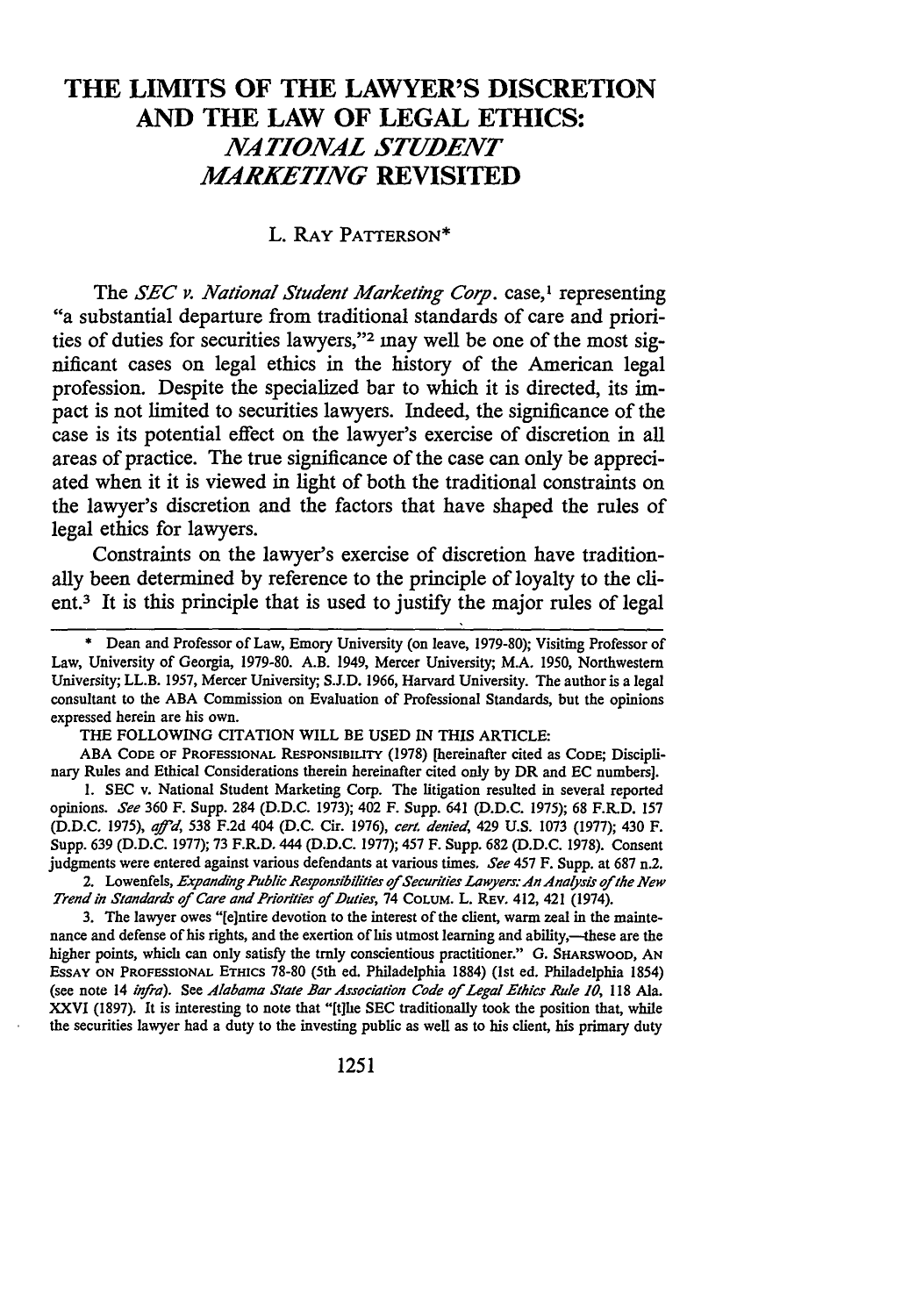# THE LIMITS OF THE LAWYER'S DISCRETION AND THE LAW OF LEGAL ETHICS: *NATIONAL STUDENT MARKETING* REVISITED

L. RAY PATTERSON*

The *SEC v. National Student Marketing Corp.* case,[1] representing "a substantial departure from traditional standards of care and priorities of duties for securities lawyers,"[2] may well be one of the most significant cases on legal ethics in the history of the American legal profession. Despite the specialized bar to which it is directed, its impact is not limited to securities lawyers. Indeed, the significance of the case is its potential effect on the lawyer's exercise of discretion in all areas of practice. The true significance of the case can only be appreciated when it it is viewed in light of both the traditional constraints on the lawyer's discretion and the factors that have shaped the rules of legal ethics for lawyers.

Constraints on the lawyer's exercise of discretion have traditionally been determined by reference to the principle of loyalty to the client.[3] It is this principle that is used to justify the major rules of legal

---

\* Dean and Professor of Law, Emory University (on leave, 1979-80); Visiting Professor of Law, University of Georgia, 1979-80. A.B. 1949, Mercer University; M.A. 1950, Northwestern University; LL.B. 1957, Mercer University; S.J.D. 1966, Harvard University. The author is a legal consultant to the ABA Commission on Evaluation of Professional Standards, but the opinions expressed herein are his own.

THE FOLLOWING CITATION WILL BE USED IN THIS ARTICLE:

ABA CODE OF PROFESSIONAL RESPONSIBILITY (1978) [hereinafter cited as CODE; Disciplinary Rules and Ethical Considerations therein hereinafter cited only by DR and EC numbers].

1. SEC v. National Student Marketing Corp. The litigation resulted in several reported opinions. *See* 360 F. Supp. 284 (D.D.C. 1973); 402 F. Supp. 641 (D.D.C. 1975); 68 F.R.D. 157 (D.D.C. 1975), *aff'd*, 538 F.2d 404 (D.C. Cir. 1976), *cert. denied*, 429 U.S. 1073 (1977); 430 F. Supp. 639 (D.D.C. 1977); 73 F.R.D. 444 (D.D.C. 1977); 457 F. Supp. 682 (D.D.C. 1978). Consent judgments were entered against various defendants at various times. *See* 457 F. Supp. at 687 n.2.

2. Lowenfels, *Expanding Public Responsibilities of Securities Lawyers: An Analysis of the New Trend in Standards of Care and Priorities of Duties*, 74 COLUM. L. REV. 412, 421 (1974).

3. The lawyer owes "[e]ntire devotion to the interest of the client, warm zeal in the maintenance and defense of his rights, and the exertion of his utmost learning and ability,—these are the higher points, which can only satisfy the truly conscientious practitioner." G. SHARSWOOD, AN ESSAY ON PROFESSIONAL ETHICS 78-80 (5th ed. Philadelphia 1884) (1st ed. Philadelphia 1854) (see note 14 *infra*). See *Alabama State Bar Association Code of Legal Ethics Rule 10*, 118 Ala. XXVI (1897). It is interesting to note that "[t]he SEC traditionally took the position that, while the securities lawyer had a duty to the investing public as well as to his client, his primary duty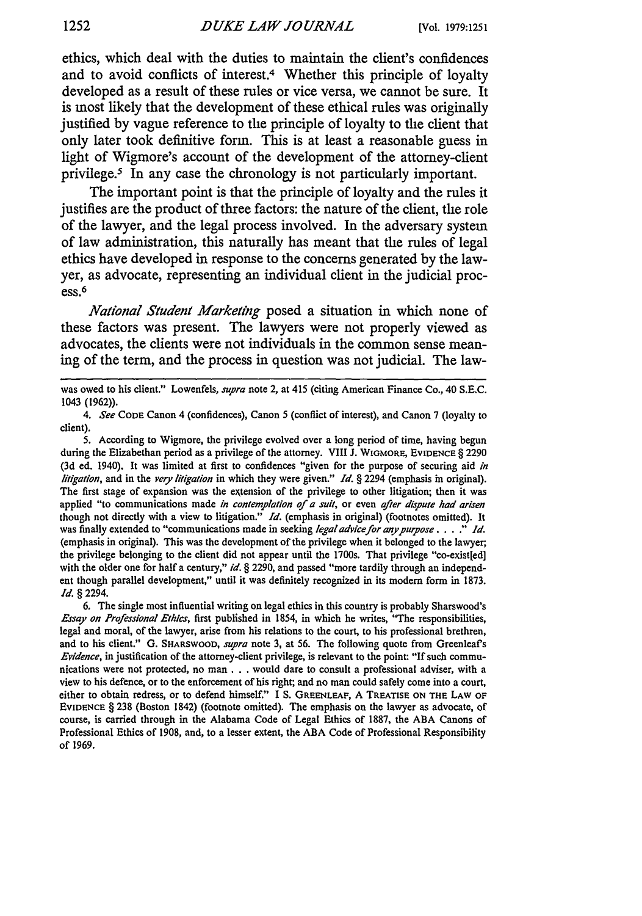ethics, which deal with the duties to maintain the client's confidences and to avoid conflicts of interest.[4] Whether this principle of loyalty developed as a result of these rules or vice versa, we cannot be sure. It is most likely that the development of these ethical rules was originally justified by vague reference to the principle of loyalty to the client that only later took definitive form. This is at least a reasonable guess in light of Wigmore's account of the development of the attorney-client privilege.[5] In any case the chronology is not particularly important.

The important point is that the principle of loyalty and the rules it justifies are the product of three factors: the nature of the client, the role of the lawyer, and the legal process involved. In the adversary system of law administration, this naturally has meant that the rules of legal ethics have developed in response to the concerns generated by the lawyer, as advocate, representing an individual client in the judicial process.[6]

*National Student Marketing* posed a situation in which none of these factors was present. The lawyers were not properly viewed as advocates, the clients were not individuals in the common sense meaning of the term, and the process in question was not judicial. The law-

---

was owed to his client." Lowenfels, *supra* note 2, at 415 (citing American Finance Co., 40 S.E.C. 1043 (1962)).

4. *See* CODE Canon 4 (confidences), Canon 5 (conflict of interest), and Canon 7 (loyalty to client).

5. According to Wigmore, the privilege evolved over a long period of time, having begun during the Elizabethan period as a privilege of the attorney. VIII J. WIGMORE, EVIDENCE § 2290 (3d ed. 1940). It was limited at first to confidences "given for the purpose of securing aid *in litigation*, and in the *very litigation* in which they were given." *Id.* § 2294 (emphasis in original). The first stage of expansion was the extension of the privilege to other litigation; then it was applied "to communications made *in contemplation of a suit*, or even *after dispute had arisen* though not directly with a view to litigation." *Id.* (emphasis in original) (footnotes omitted). It was finally extended to "communications made in seeking *legal advice for any purpose* . . . ." *Id.* (emphasis in original). This was the development of the privilege when it belonged to the lawyer; the privilege belonging to the client did not appear until the 1700s. That privilege "co-exist[ed] with the older one for half a century," *id.* § 2290, and passed "more tardily through an independent though parallel development," until it was definitely recognized in its modern form in 1873. *Id.* § 2294.

6. The single most influential writing on legal ethics in this country is probably Sharswood's *Essay on Professional Ethics*, first published in 1854, in which he writes, "The responsibilities, legal and moral, of the lawyer, arise from his relations to the court, to his professional brethren, and to his client." G. SHARSWOOD, *supra* note 3, at 56. The following quote from Greenleaf's *Evidence*, in justification of the attorney-client privilege, is relevant to the point: "If such communications were not protected, no man . . . would dare to consult a professional adviser, with a view to his defence, or to the enforcement of his right; and no man could safely come into a court, either to obtain redress, or to defend himself." I S. GREENLEAF, A TREATISE ON THE LAW OF EVIDENCE § 238 (Boston 1842) (footnote omitted). The emphasis on the lawyer as advocate, of course, is carried through in the Alabama Code of Legal Ethics of 1887, the ABA Canons of Professional Ethics of 1908, and, to a lesser extent, the ABA Code of Professional Responsibility of 1969.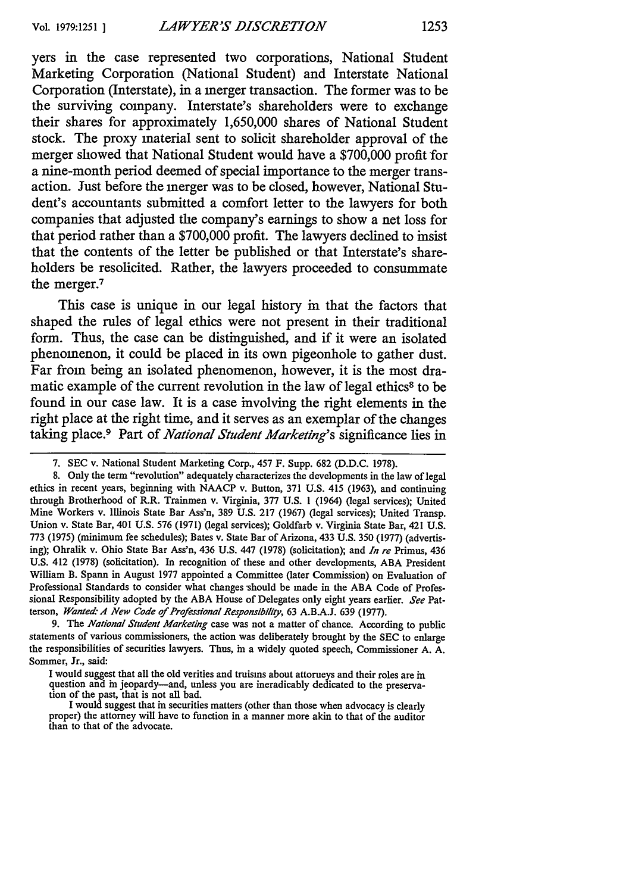yers in the case represented two corporations, National Student Marketing Corporation (National Student) and Interstate National Corporation (Interstate), in a merger transaction. The former was to be the surviving company. Interstate's shareholders were to exchange their shares for approximately 1,650,000 shares of National Student stock. The proxy material sent to solicit shareholder approval of the merger showed that National Student would have a $700,000 profit for a nine-month period deemed of special importance to the merger transaction. Just before the merger was to be closed, however, National Student's accountants submitted a comfort letter to the lawyers for both companies that adjusted the company's earnings to show a net loss for that period rather than a $700,000 profit. The lawyers declined to insist that the contents of the letter be published or that Interstate's shareholders be resolicited. Rather, the lawyers proceeded to consummate the merger.[7]

This case is unique in our legal history in that the factors that shaped the rules of legal ethics were not present in their traditional form. Thus, the case can be distinguished, and if it were an isolated phenomenon, it could be placed in its own pigeonhole to gather dust. Far from being an isolated phenomenon, however, it is the most dramatic example of the current revolution in the law of legal ethics[8] to be found in our case law. It is a case involving the right elements in the right place at the right time, and it serves as an exemplar of the changes taking place.[9] Part of *National Student Marketing*'s significance lies in

---

7. SEC v. National Student Marketing Corp., 457 F. Supp. 682 (D.D.C. 1978).

8. Only the term "revolution" adequately characterizes the developments in the law of legal ethics in recent years, beginning with NAACP v. Button, 371 U.S. 415 (1963), and continuing through Brotherhood of R.R. Trainmen v. Virginia, 377 U.S. 1 (1964) (legal services); United Mine Workers v. Illinois State Bar Ass'n, 389 U.S. 217 (1967) (legal services); United Transp. Union v. State Bar, 401 U.S. 576 (1971) (legal services); Goldfarb v. Virginia State Bar, 421 U.S. 773 (1975) (minimum fee schedules); Bates v. State Bar of Arizona, 433 U.S. 350 (1977) (advertising); Ohralik v. Ohio State Bar Ass'n, 436 U.S. 447 (1978) (solicitation); and *In re* Primus, 436 U.S. 412 (1978) (solicitation). In recognition of these and other developments, ABA President William B. Spann in August 1977 appointed a Committee (later Commission) on Evaluation of Professional Standards to consider what changes should be made in the ABA Code of Professional Responsibility adopted by the ABA House of Delegates only eight years earlier. *See* Patterson, *Wanted: A New Code of Professional Responsibility*, 63 A.B.A.J. 639 (1977).

9. The *National Student Marketing* case was not a matter of chance. According to public statements of various commissioners, the action was deliberately brought by the SEC to enlarge the responsibilities of securities lawyers. Thus, in a widely quoted speech, Commissioner A. A. Sommer, Jr., said:

> I would suggest that all the old verities and truisms about attorneys and their roles are in question and in jeopardy—and, unless you are ineradicably dedicated to the preservation of the past, that is not all bad.
>
> I would suggest that in securities matters (other than those when advocacy is clearly proper) the attorney will have to function in a manner more akin to that of the auditor than to that of the advocate.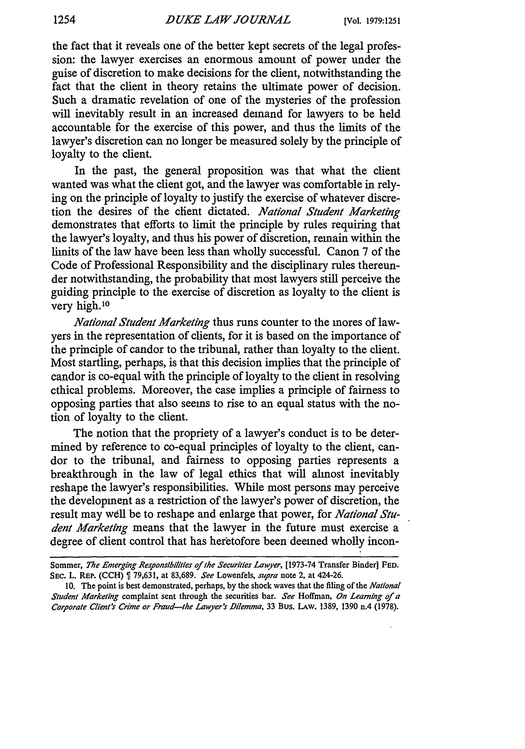the fact that it reveals one of the better kept secrets of the legal profession: the lawyer exercises an enormous amount of power under the guise of discretion to make decisions for the client, notwithstanding the fact that the client in theory retains the ultimate power of decision. Such a dramatic revelation of one of the mysteries of the profession will inevitably result in an increased demand for lawyers to be held accountable for the exercise of this power, and thus the limits of the lawyer's discretion can no longer be measured solely by the principle of loyalty to the client.

In the past, the general proposition was that what the client wanted was what the client got, and the lawyer was comfortable in relying on the principle of loyalty to justify the exercise of whatever discretion the desires of the client dictated. *National Student Marketing* demonstrates that efforts to limit the principle by rules requiring that the lawyer's loyalty, and thus his power of discretion, remain within the limits of the law have been less than wholly successful. Canon 7 of the Code of Professional Responsibility and the disciplinary rules thereunder notwithstanding, the probability that most lawyers still perceive the guiding principle to the exercise of discretion as loyalty to the client is very high.[10]

*National Student Marketing* thus runs counter to the mores of lawyers in the representation of clients, for it is based on the importance of the principle of candor to the tribunal, rather than loyalty to the client. Most startling, perhaps, is that this decision implies that the principle of candor is co-equal with the principle of loyalty to the client in resolving ethical problems. Moreover, the case implies a principle of fairness to opposing parties that also seems to rise to an equal status with the notion of loyalty to the client.

The notion that the propriety of a lawyer's conduct is to be determined by reference to co-equal principles of loyalty to the client, candor to the tribunal, and fairness to opposing parties represents a breakthrough in the law of legal ethics that will almost inevitably reshape the lawyer's responsibilities. While most persons may perceive the development as a restriction of the lawyer's power of discretion, the result may well be to reshape and enlarge that power, for *National Student Marketing* means that the lawyer in the future must exercise a degree of client control that has heretofore been deemed wholly incon-

---

Sommer, *The Emerging Responsibilities of the Securities Lawyer*, [1973-74 Transfer Binder] FED. SEC. L. REP. (CCH) ¶ 79,631, at 83,689. *See* Lowenfels, *supra* note 2, at 424-26.

10. The point is best demonstrated, perhaps, by the shock waves that the filing of the *National Student Marketing* complaint sent through the securities bar. *See* Hoffman, *On Learning of a Corporate Client's Crime or Fraud—the Lawyer's Dilemma*, 33 BUS. LAW. 1389, 1390 n.4 (1978).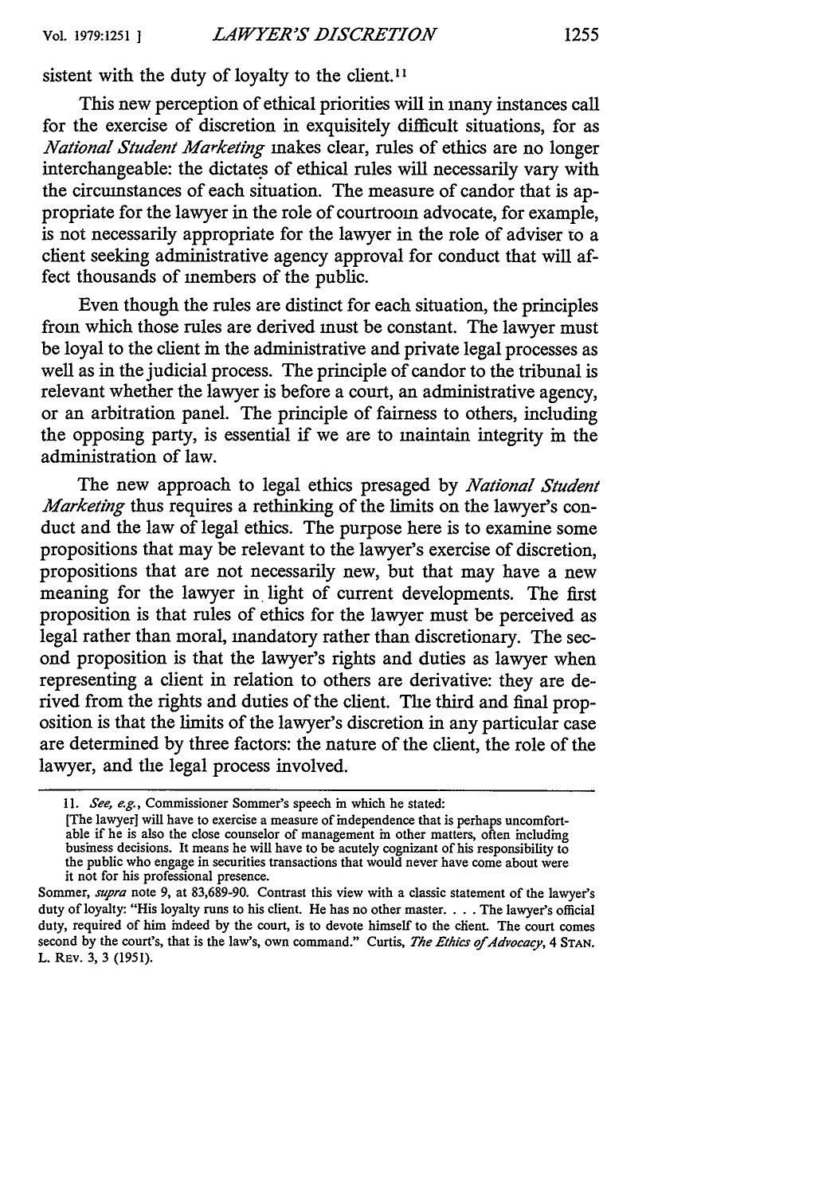sistent with the duty of loyalty to the client.[11]

This new perception of ethical priorities will in many instances call for the exercise of discretion in exquisitely difficult situations, for as *National Student Marketing* makes clear, rules of ethics are no longer interchangeable: the dictates of ethical rules will necessarily vary with the circumstances of each situation. The measure of candor that is appropriate for the lawyer in the role of courtroom advocate, for example, is not necessarily appropriate for the lawyer in the role of adviser to a client seeking administrative agency approval for conduct that will affect thousands of members of the public.

Even though the rules are distinct for each situation, the principles from which those rules are derived must be constant. The lawyer must be loyal to the client in the administrative and private legal processes as well as in the judicial process. The principle of candor to the tribunal is relevant whether the lawyer is before a court, an administrative agency, or an arbitration panel. The principle of fairness to others, including the opposing party, is essential if we are to maintain integrity in the administration of law.

The new approach to legal ethics presaged by *National Student Marketing* thus requires a rethinking of the limits on the lawyer's conduct and the law of legal ethics. The purpose here is to examine some propositions that may be relevant to the lawyer's exercise of discretion, propositions that are not necessarily new, but that may have a new meaning for the lawyer in light of current developments. The first proposition is that rules of ethics for the lawyer must be perceived as legal rather than moral, mandatory rather than discretionary. The second proposition is that the lawyer's rights and duties as lawyer when representing a client in relation to others are derivative: they are derived from the rights and duties of the client. The third and final proposition is that the limits of the lawyer's discretion in any particular case are determined by three factors: the nature of the client, the role of the lawyer, and the legal process involved.

---

11. *See, e.g.*, Commissioner Sommer's speech in which he stated:

> [The lawyer] will have to exercise a measure of independence that is perhaps uncomfortable if he is also the close counselor of management in other matters, often including business decisions. It means he will have to be acutely cognizant of his responsibility to the public who engage in securities transactions that would never have come about were it not for his professional presence.

Sommer, *supra* note 9, at 83,689-90. Contrast this view with a classic statement of the lawyer's duty of loyalty: "His loyalty runs to his client. He has no other master. . . . The lawyer's official duty, required of him indeed by the court, is to devote himself to the client. The court comes second by the court's, that is the law's, own command." Curtis, *The Ethics of Advocacy*, 4 STAN. L. REV. 3, 3 (1951).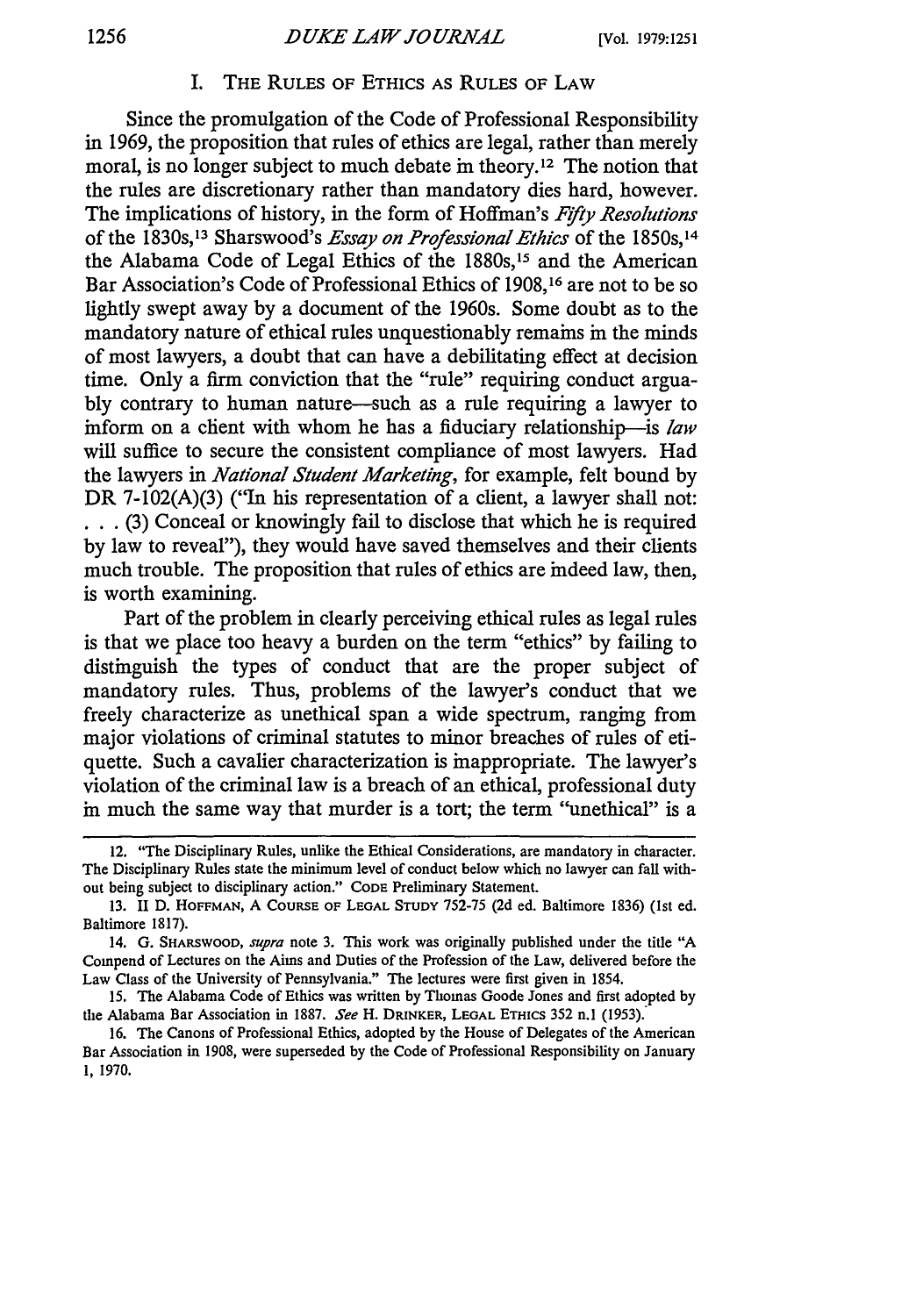## I. The Rules of Ethics as Rules of Law

Since the promulgation of the Code of Professional Responsibility in 1969, the proposition that rules of ethics are legal, rather than merely moral, is no longer subject to much debate in theory.[12] The notion that the rules are discretionary rather than mandatory dies hard, however. The implications of history, in the form of Hoffman's *Fifty Resolutions* of the 1830s,[13] Sharswood's *Essay on Professional Ethics* of the 1850s,[14] the Alabama Code of Legal Ethics of the 1880s,[15] and the American Bar Association's Code of Professional Ethics of 1908,[16] are not to be so lightly swept away by a document of the 1960s. Some doubt as to the mandatory nature of ethical rules unquestionably remains in the minds of most lawyers, a doubt that can have a debilitating effect at decision time. Only a firm conviction that the "rule" requiring conduct arguably contrary to human nature—such as a rule requiring a lawyer to inform on a client with whom he has a fiduciary relationship—is *law* will suffice to secure the consistent compliance of most lawyers. Had the lawyers in *National Student Marketing*, for example, felt bound by DR 7-102(A)(3) ("In his representation of a client, a lawyer shall not: . . . (3) Conceal or knowingly fail to disclose that which he is required by law to reveal"), they would have saved themselves and their clients much trouble. The proposition that rules of ethics are indeed law, then, is worth examining.

Part of the problem in clearly perceiving ethical rules as legal rules is that we place too heavy a burden on the term "ethics" by failing to distinguish the types of conduct that are the proper subject of mandatory rules. Thus, problems of the lawyer's conduct that we freely characterize as unethical span a wide spectrum, ranging from major violations of criminal statutes to minor breaches of rules of etiquette. Such a cavalier characterization is inappropriate. The lawyer's violation of the criminal law is a breach of an ethical, professional duty in much the same way that murder is a tort; the term "unethical" is a

---

12. "The Disciplinary Rules, unlike the Ethical Considerations, are mandatory in character. The Disciplinary Rules state the minimum level of conduct below which no lawyer can fall without being subject to disciplinary action." Code Preliminary Statement.

13. II D. Hoffman, A Course of Legal Study 752-75 (2d ed. Baltimore 1836) (1st ed. Baltimore 1817).

14. G. Sharswood, *supra* note 3. This work was originally published under the title "A Compend of Lectures on the Aims and Duties of the Profession of the Law, delivered before the Law Class of the University of Pennsylvania." The lectures were first given in 1854.

15. The Alabama Code of Ethics was written by Thomas Goode Jones and first adopted by the Alabama Bar Association in 1887. *See* H. Drinker, Legal Ethics 352 n.1 (1953).

16. The Canons of Professional Ethics, adopted by the House of Delegates of the American Bar Association in 1908, were superseded by the Code of Professional Responsibility on January 1, 1970.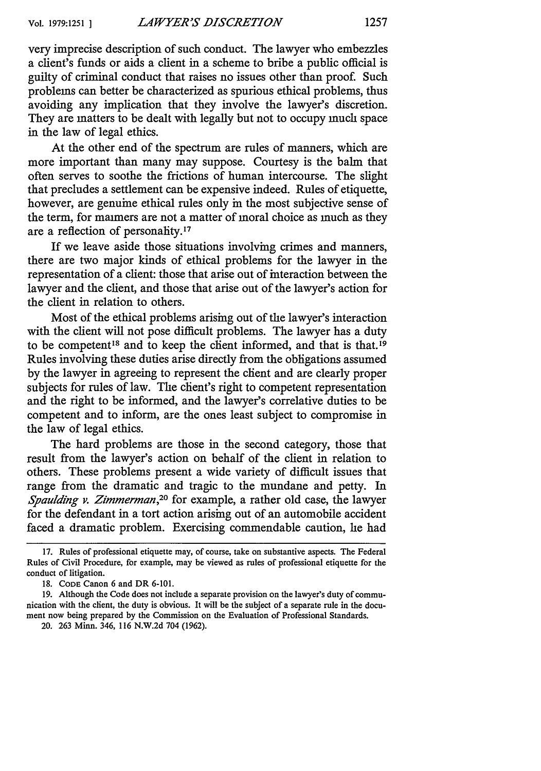very imprecise description of such conduct. The lawyer who embezzles a client's funds or aids a client in a scheme to bribe a public official is guilty of criminal conduct that raises no issues other than proof. Such problems can better be characterized as spurious ethical problems, thus avoiding any implication that they involve the lawyer's discretion. They are matters to be dealt with legally but not to occupy much space in the law of legal ethics.

At the other end of the spectrum are rules of manners, which are more important than many may suppose. Courtesy is the balm that often serves to soothe the frictions of human intercourse. The slight that precludes a settlement can be expensive indeed. Rules of etiquette, however, are genuine ethical rules only in the most subjective sense of the term, for manners are not a matter of moral choice as much as they are a reflection of personality.[17]

If we leave aside those situations involving crimes and manners, there are two major kinds of ethical problems for the lawyer in the representation of a client: those that arise out of interaction between the lawyer and the client, and those that arise out of the lawyer's action for the client in relation to others.

Most of the ethical problems arising out of the lawyer's interaction with the client will not pose difficult problems. The lawyer has a duty to be competent[18] and to keep the client informed, and that is that.[19] Rules involving these duties arise directly from the obligations assumed by the lawyer in agreeing to represent the client and are clearly proper subjects for rules of law. The client's right to competent representation and the right to be informed, and the lawyer's correlative duties to be competent and to inform, are the ones least subject to compromise in the law of legal ethics.

The hard problems are those in the second category, those that result from the lawyer's action on behalf of the client in relation to others. These problems present a wide variety of difficult issues that range from the dramatic and tragic to the mundane and petty. In *Spaulding v. Zimmerman*,[20] for example, a rather old case, the lawyer for the defendant in a tort action arising out of an automobile accident faced a dramatic problem. Exercising commendable caution, he had

---

17. Rules of professional etiquette may, of course, take on substantive aspects. The Federal Rules of Civil Procedure, for example, may be viewed as rules of professional etiquette for the conduct of litigation.

18. CODE Canon 6 and DR 6-101.

19. Although the Code does not include a separate provision on the lawyer's duty of communication with the client, the duty is obvious. It will be the subject of a separate rule in the document now being prepared by the Commission on the Evaluation of Professional Standards.

20. 263 Minn. 346, 116 N.W.2d 704 (1962).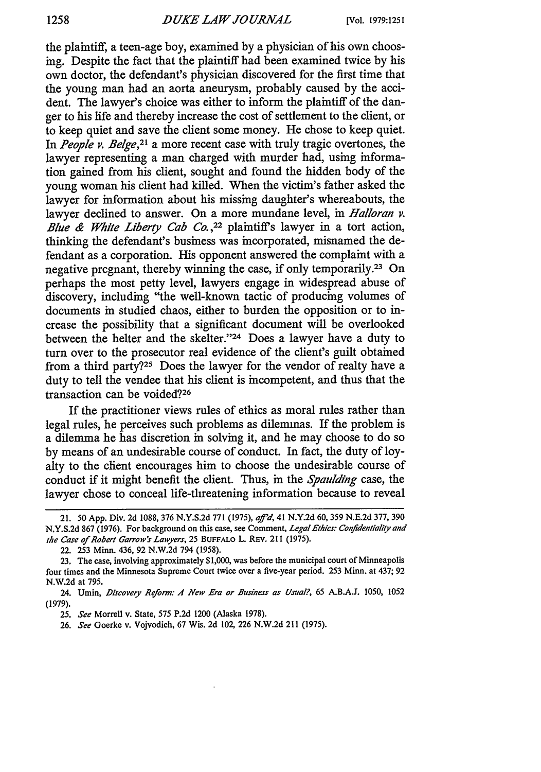the plaintiff, a teen-age boy, examined by a physician of his own choosing. Despite the fact that the plaintiff had been examined twice by his own doctor, the defendant's physician discovered for the first time that the young man had an aorta aneurysm, probably caused by the accident. The lawyer's choice was either to inform the plaintiff of the danger to his life and thereby increase the cost of settlement to the client, or to keep quiet and save the client some money. He chose to keep quiet. In *People v. Belge*,[21] a more recent case with truly tragic overtones, the lawyer representing a man charged with murder had, using information gained from his client, sought and found the hidden body of the young woman his client had killed. When the victim's father asked the lawyer for information about his missing daughter's whereabouts, the lawyer declined to answer. On a more mundane level, in *Halloran v. Blue & White Liberty Cab Co.*,[22] plaintiff's lawyer in a tort action, thinking the defendant's business was incorporated, misnamed the defendant as a corporation. His opponent answered the complaint with a negative pregnant, thereby winning the case, if only temporarily.[23] On perhaps the most petty level, lawyers engage in widespread abuse of discovery, including "the well-known tactic of producing volumes of documents in studied chaos, either to burden the opposition or to increase the possibility that a significant document will be overlooked between the helter and the skelter."[24] Does a lawyer have a duty to turn over to the prosecutor real evidence of the client's guilt obtained from a third party?[25] Does the lawyer for the vendor of realty have a duty to tell the vendee that his client is incompetent, and thus that the transaction can be voided?[26]

If the practitioner views rules of ethics as moral rules rather than legal rules, he perceives such problems as dilemmas. If the problem is a dilemma he has discretion in solving it, and he may choose to do so by means of an undesirable course of conduct. In fact, the duty of loyalty to the client encourages him to choose the undesirable course of conduct if it might benefit the client. Thus, in the *Spaulding* case, the lawyer chose to conceal life-threatening information because to reveal

---

21. 50 App. Div. 2d 1088, 376 N.Y.S.2d 771 (1975), *aff'd*, 41 N.Y.2d 60, 359 N.E.2d 377, 390 N.Y.S.2d 867 (1976). For background on this case, see Comment, *Legal Ethics: Confidentiality and the Case of Robert Garrow's Lawyers*, 25 BUFFALO L. REV. 211 (1975).

22. 253 Minn. 436, 92 N.W.2d 794 (1958).

23. The case, involving approximately $1,000, was before the municipal court of Minneapolis four times and the Minnesota Supreme Court twice over a five-year period. 253 Minn. at 437; 92 N.W.2d at 795.

24. Umin, *Discovery Reform: A New Era or Business as Usual?*, 65 A.B.A.J. 1050, 1052 (1979).

25. *See* Morrell v. State, 575 P.2d 1200 (Alaska 1978).

26. *See* Goerke v. Vojvodich, 67 Wis. 2d 102, 226 N.W.2d 211 (1975).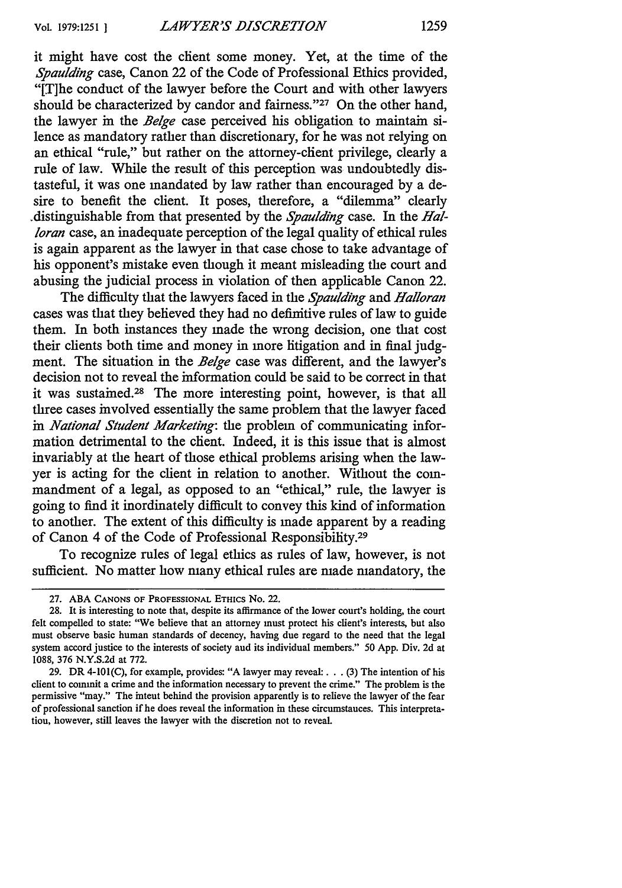it might have cost the client some money. Yet, at the time of the *Spaulding* case, Canon 22 of the Code of Professional Ethics provided, "[T]he conduct of the lawyer before the Court and with other lawyers should be characterized by candor and fairness."[27] On the other hand, the lawyer in the *Belge* case perceived his obligation to maintain silence as mandatory rather than discretionary, for he was not relying on an ethical "rule," but rather on the attorney-client privilege, clearly a rule of law. While the result of this perception was undoubtedly distasteful, it was one mandated by law rather than encouraged by a desire to benefit the client. It poses, therefore, a "dilemma" clearly distinguishable from that presented by the *Spaulding* case. In the *Halloran* case, an inadequate perception of the legal quality of ethical rules is again apparent as the lawyer in that case chose to take advantage of his opponent's mistake even though it meant misleading the court and abusing the judicial process in violation of then applicable Canon 22.

The difficulty that the lawyers faced in the *Spaulding* and *Halloran* cases was that they believed they had no definitive rules of law to guide them. In both instances they made the wrong decision, one that cost their clients both time and money in more litigation and in final judgment. The situation in the *Belge* case was different, and the lawyer's decision not to reveal the information could be said to be correct in that it was sustained.[28] The more interesting point, however, is that all three cases involved essentially the same problem that the lawyer faced in *National Student Marketing*: the problem of communicating information detrimental to the client. Indeed, it is this issue that is almost invariably at the heart of those ethical problems arising when the lawyer is acting for the client in relation to another. Without the commandment of a legal, as opposed to an "ethical," rule, the lawyer is going to find it inordinately difficult to convey this kind of information to another. The extent of this difficulty is made apparent by a reading of Canon 4 of the Code of Professional Responsibility.[29]

To recognize rules of legal ethics as rules of law, however, is not sufficient. No matter how many ethical rules are made mandatory, the

---

27. ABA CANONS OF PROFESSIONAL ETHICS No. 22.

28. It is interesting to note that, despite its affirmance of the lower court's holding, the court felt compelled to state: "We believe that an attorney must protect his client's interests, but also must observe basic human standards of decency, having due regard to the need that the legal system accord justice to the interests of society and its individual members." 50 App. Div. 2d at 1088, 376 N.Y.S.2d at 772.

29. DR 4-101(C), for example, provides: "A lawyer may reveal: . . . (3) The intention of his client to commit a crime and the information necessary to prevent the crime." The problem is the permissive "may." The intent behind the provision apparently is to relieve the lawyer of the fear of professional sanction if he does reveal the information in these circumstances. This interpretation, however, still leaves the lawyer with the discretion not to reveal.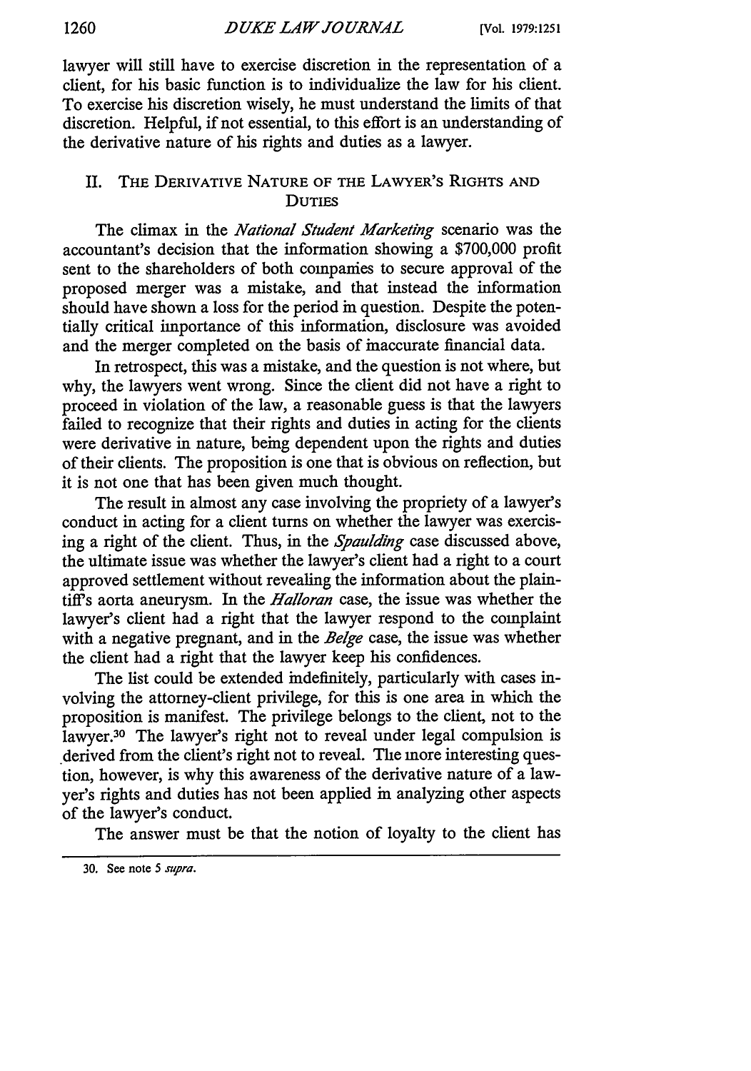lawyer will still have to exercise discretion in the representation of a client, for his basic function is to individualize the law for his client. To exercise his discretion wisely, he must understand the limits of that discretion. Helpful, if not essential, to this effort is an understanding of the derivative nature of his rights and duties as a lawyer.

## II. The Derivative Nature of the Lawyer's Rights and Duties

The climax in the *National Student Marketing* scenario was the accountant's decision that the information showing a $700,000 profit sent to the shareholders of both companies to secure approval of the proposed merger was a mistake, and that instead the information should have shown a loss for the period in question. Despite the potentially critical importance of this information, disclosure was avoided and the merger completed on the basis of inaccurate financial data.

In retrospect, this was a mistake, and the question is not where, but why, the lawyers went wrong. Since the client did not have a right to proceed in violation of the law, a reasonable guess is that the lawyers failed to recognize that their rights and duties in acting for the clients were derivative in nature, being dependent upon the rights and duties of their clients. The proposition is one that is obvious on reflection, but it is not one that has been given much thought.

The result in almost any case involving the propriety of a lawyer's conduct in acting for a client turns on whether the lawyer was exercising a right of the client. Thus, in the *Spaulding* case discussed above, the ultimate issue was whether the lawyer's client had a right to a court approved settlement without revealing the information about the plaintiff's aorta aneurysm. In the *Halloran* case, the issue was whether the lawyer's client had a right that the lawyer respond to the complaint with a negative pregnant, and in the *Belge* case, the issue was whether the client had a right that the lawyer keep his confidences.

The list could be extended indefinitely, particularly with cases involving the attorney-client privilege, for this is one area in which the proposition is manifest. The privilege belongs to the client, not to the lawyer.[30] The lawyer's right not to reveal under legal compulsion is derived from the client's right not to reveal. The more interesting question, however, is why this awareness of the derivative nature of a lawyer's rights and duties has not been applied in analyzing other aspects of the lawyer's conduct.

The answer must be that the notion of loyalty to the client has

---

30. See note 5 *supra*.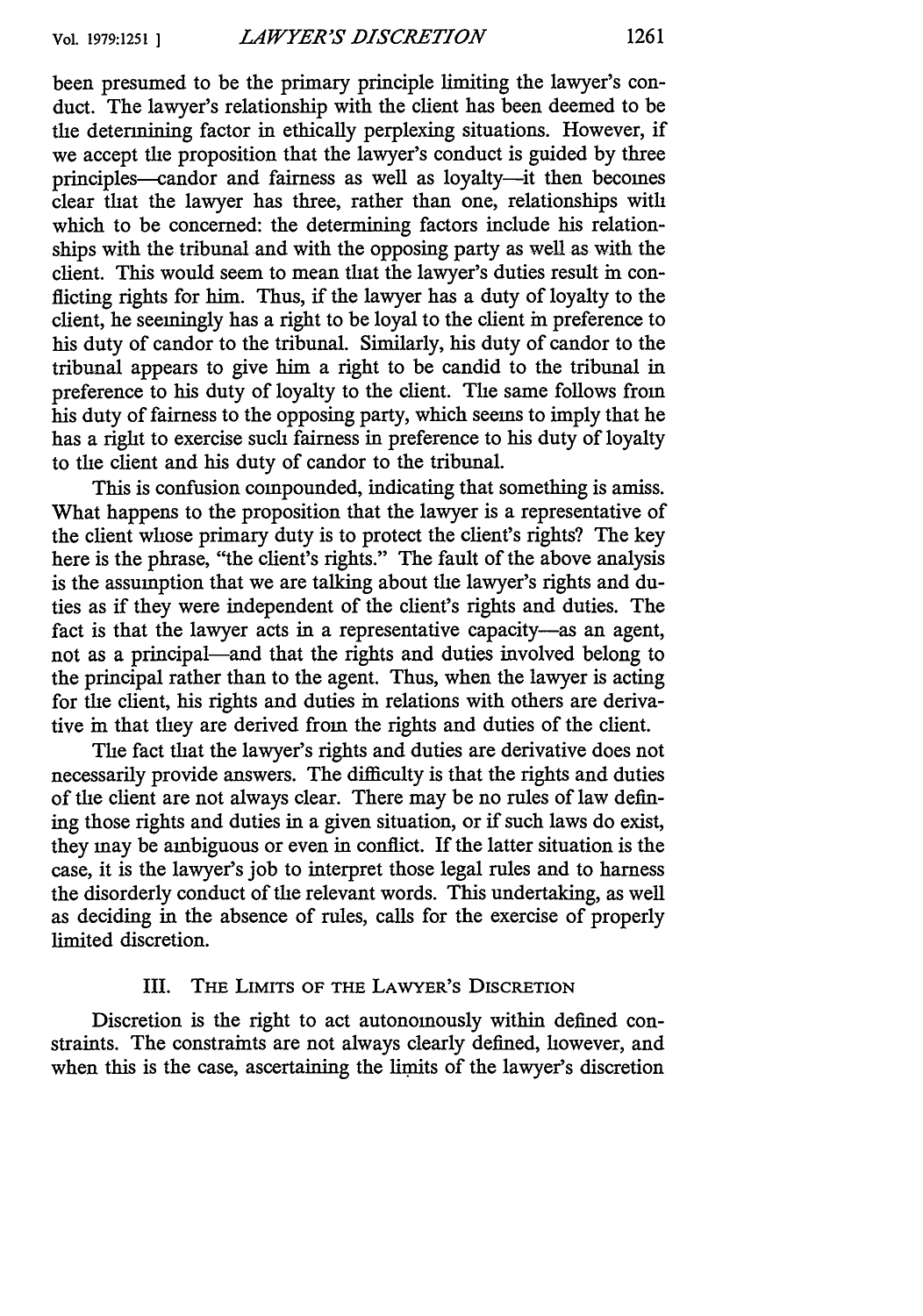been presumed to be the primary principle limiting the lawyer's conduct. The lawyer's relationship with the client has been deemed to be the determining factor in ethically perplexing situations. However, if we accept the proposition that the lawyer's conduct is guided by three principles—candor and fairness as well as loyalty—it then becomes clear that the lawyer has three, rather than one, relationships with which to be concerned: the determining factors include his relationships with the tribunal and with the opposing party as well as with the client. This would seem to mean that the lawyer's duties result in conflicting rights for him. Thus, if the lawyer has a duty of loyalty to the client, he seemingly has a right to be loyal to the client in preference to his duty of candor to the tribunal. Similarly, his duty of candor to the tribunal appears to give him a right to be candid to the tribunal in preference to his duty of loyalty to the client. The same follows from his duty of fairness to the opposing party, which seems to imply that he has a right to exercise such fairness in preference to his duty of loyalty to the client and his duty of candor to the tribunal.

This is confusion compounded, indicating that something is amiss. What happens to the proposition that the lawyer is a representative of the client whose primary duty is to protect the client's rights? The key here is the phrase, "the client's rights." The fault of the above analysis is the assumption that we are talking about the lawyer's rights and duties as if they were independent of the client's rights and duties. The fact is that the lawyer acts in a representative capacity—as an agent, not as a principal—and that the rights and duties involved belong to the principal rather than to the agent. Thus, when the lawyer is acting for the client, his rights and duties in relations with others are derivative in that they are derived from the rights and duties of the client.

The fact that the lawyer's rights and duties are derivative does not necessarily provide answers. The difficulty is that the rights and duties of the client are not always clear. There may be no rules of law defining those rights and duties in a given situation, or if such laws do exist, they may be ambiguous or even in conflict. If the latter situation is the case, it is the lawyer's job to interpret those legal rules and to harness the disorderly conduct of the relevant words. This undertaking, as well as deciding in the absence of rules, calls for the exercise of properly limited discretion.

## III. The Limits of the Lawyer's Discretion

Discretion is the right to act autonomously within defined constraints. The constraints are not always clearly defined, however, and when this is the case, ascertaining the limits of the lawyer's discretion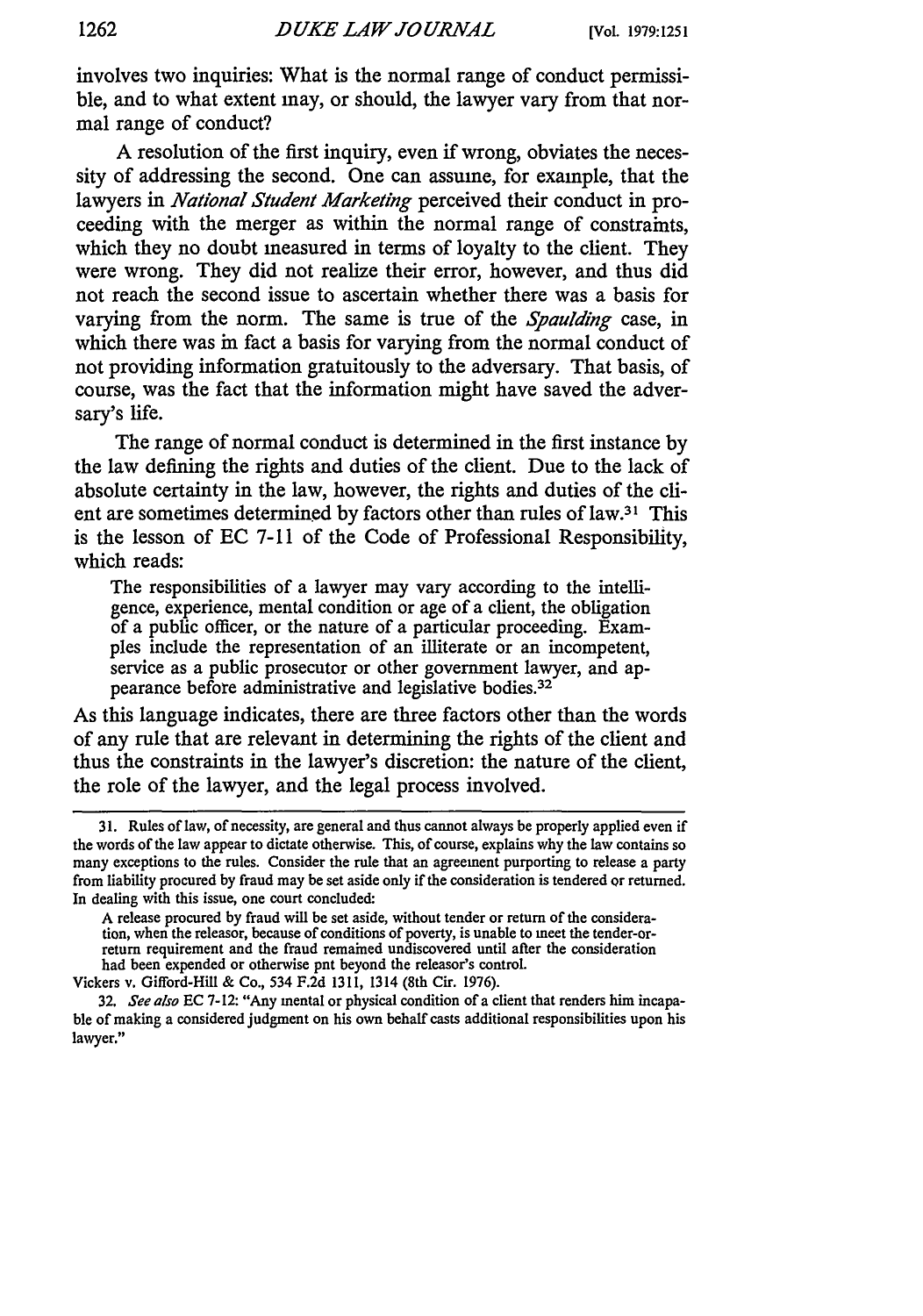involves two inquiries: What is the normal range of conduct permissible, and to what extent may, or should, the lawyer vary from that normal range of conduct?

A resolution of the first inquiry, even if wrong, obviates the necessity of addressing the second. One can assume, for example, that the lawyers in *National Student Marketing* perceived their conduct in proceeding with the merger as within the normal range of constraints, which they no doubt measured in terms of loyalty to the client. They were wrong. They did not realize their error, however, and thus did not reach the second issue to ascertain whether there was a basis for varying from the norm. The same is true of the *Spaulding* case, in which there was in fact a basis for varying from the normal conduct of not providing information gratuitously to the adversary. That basis, of course, was the fact that the information might have saved the adversary's life.

The range of normal conduct is determined in the first instance by the law defining the rights and duties of the client. Due to the lack of absolute certainty in the law, however, the rights and duties of the client are sometimes determined by factors other than rules of law.[31] This is the lesson of EC 7-11 of the Code of Professional Responsibility, which reads:

> The responsibilities of a lawyer may vary according to the intelligence, experience, mental condition or age of a client, the obligation of a public officer, or the nature of a particular proceeding. Examples include the representation of an illiterate or an incompetent, service as a public prosecutor or other government lawyer, and appearance before administrative and legislative bodies.[32]

As this language indicates, there are three factors other than the words of any rule that are relevant in determining the rights of the client and thus the constraints in the lawyer's discretion: the nature of the client, the role of the lawyer, and the legal process involved.

---

31. Rules of law, of necessity, are general and thus cannot always be properly applied even if the words of the law appear to dictate otherwise. This, of course, explains why the law contains so many exceptions to the rules. Consider the rule that an agreement purporting to release a party from liability procured by fraud may be set aside only if the consideration is tendered or returned. In dealing with this issue, one court concluded:

> A release procured by fraud will be set aside, without tender or return of the consideration, when the releasor, because of conditions of poverty, is unable to meet the tender-or-return requirement and the fraud remained undiscovered until after the consideration had been expended or otherwise pnt beyond the releasor's control.

Vickers v. Gifford-Hill & Co., 534 F.2d 1311, 1314 (8th Cir. 1976).

32. *See also* EC 7-12: "Any mental or physical condition of a client that renders him incapable of making a considered judgment on his own behalf casts additional responsibilities upon his lawyer."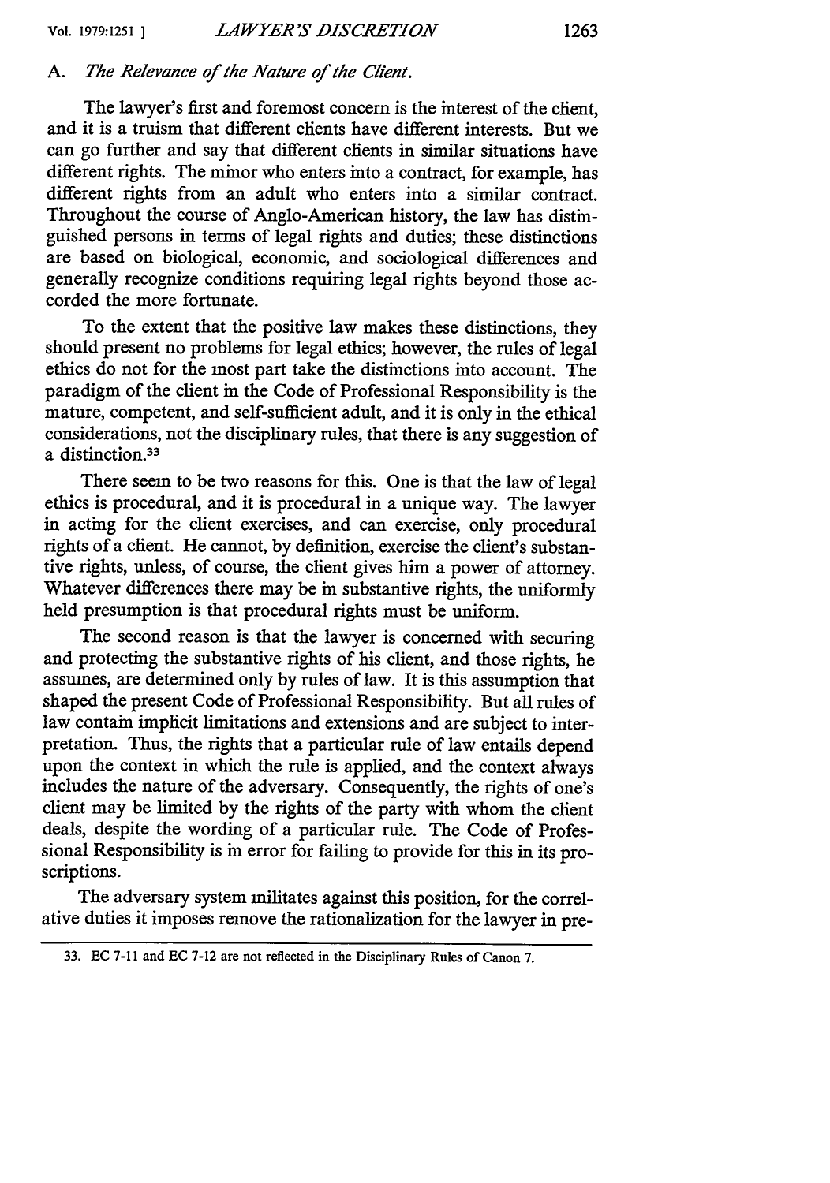### A. *The Relevance of the Nature of the Client.*

The lawyer's first and foremost concern is the interest of the client, and it is a truism that different clients have different interests. But we can go further and say that different clients in similar situations have different rights. The minor who enters into a contract, for example, has different rights from an adult who enters into a similar contract. Throughout the course of Anglo-American history, the law has distinguished persons in terms of legal rights and duties; these distinctions are based on biological, economic, and sociological differences and generally recognize conditions requiring legal rights beyond those accorded the more fortunate.

To the extent that the positive law makes these distinctions, they should present no problems for legal ethics; however, the rules of legal ethics do not for the most part take the distinctions into account. The paradigm of the client in the Code of Professional Responsibility is the mature, competent, and self-sufficient adult, and it is only in the ethical considerations, not the disciplinary rules, that there is any suggestion of a distinction.[33]

There seem to be two reasons for this. One is that the law of legal ethics is procedural, and it is procedural in a unique way. The lawyer in acting for the client exercises, and can exercise, only procedural rights of a client. He cannot, by definition, exercise the client's substantive rights, unless, of course, the client gives him a power of attorney. Whatever differences there may be in substantive rights, the uniformly held presumption is that procedural rights must be uniform.

The second reason is that the lawyer is concerned with securing and protecting the substantive rights of his client, and those rights, he assumes, are determined only by rules of law. It is this assumption that shaped the present Code of Professional Responsibility. But all rules of law contain implicit limitations and extensions and are subject to interpretation. Thus, the rights that a particular rule of law entails depend upon the context in which the rule is applied, and the context always includes the nature of the adversary. Consequently, the rights of one's client may be limited by the rights of the party with whom the client deals, despite the wording of a particular rule. The Code of Professional Responsibility is in error for failing to provide for this in its proscriptions.

The adversary system militates against this position, for the correlative duties it imposes remove the rationalization for the lawyer in pre-

---

33. EC 7-11 and EC 7-12 are not reflected in the Disciplinary Rules of Canon 7.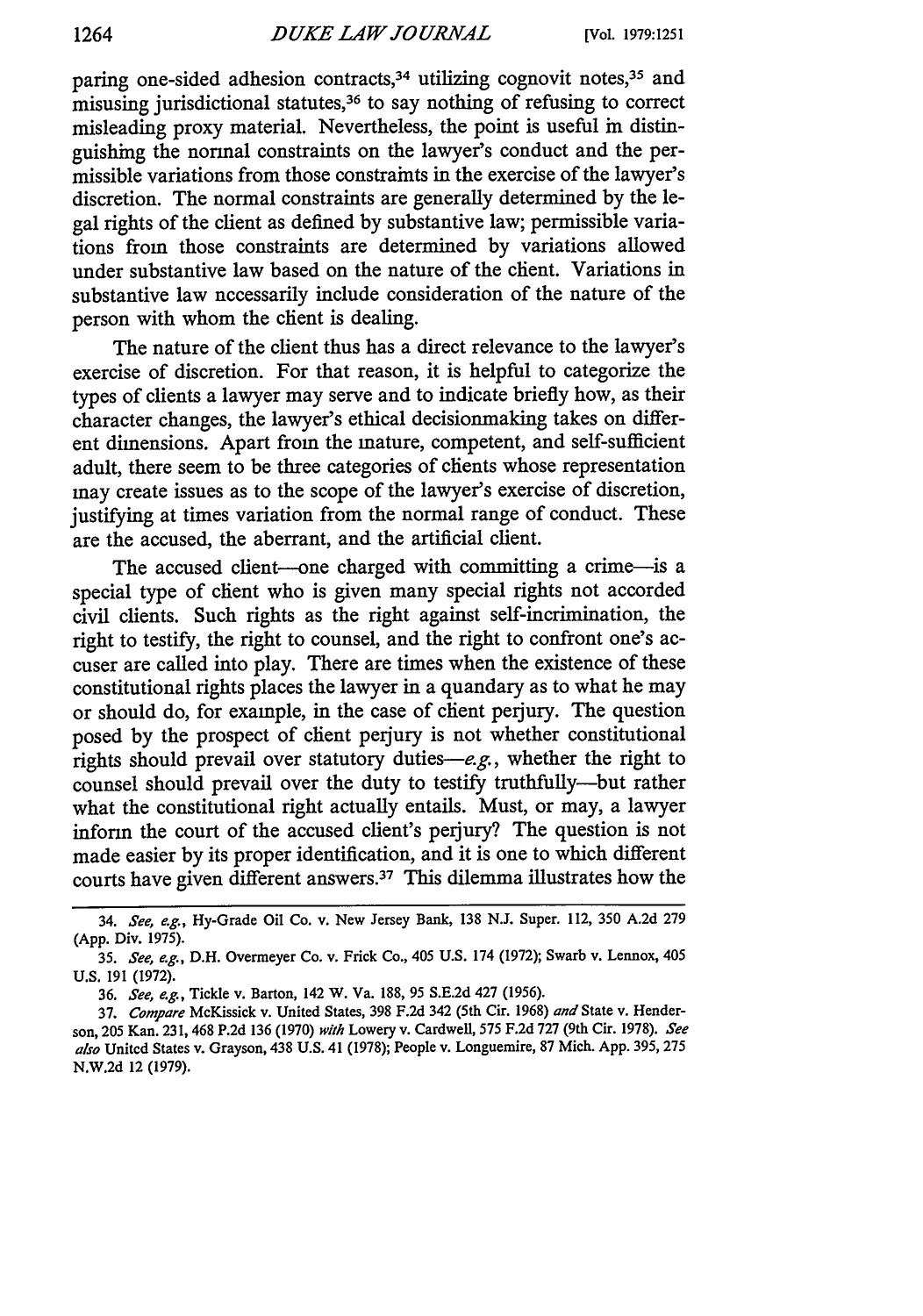paring one-sided adhesion contracts,[34] utilizing cognovit notes,[35] and misusing jurisdictional statutes,[36] to say nothing of refusing to correct misleading proxy material. Nevertheless, the point is useful in distinguishing the normal constraints on the lawyer's conduct and the permissible variations from those constraints in the exercise of the lawyer's discretion. The normal constraints are generally determined by the legal rights of the client as defined by substantive law; permissible variations from those constraints are determined by variations allowed under substantive law based on the nature of the client. Variations in substantive law necessarily include consideration of the nature of the person with whom the client is dealing.

The nature of the client thus has a direct relevance to the lawyer's exercise of discretion. For that reason, it is helpful to categorize the types of clients a lawyer may serve and to indicate briefly how, as their character changes, the lawyer's ethical decisionmaking takes on different dimensions. Apart from the mature, competent, and self-sufficient adult, there seem to be three categories of clients whose representation may create issues as to the scope of the lawyer's exercise of discretion, justifying at times variation from the normal range of conduct. These are the accused, the aberrant, and the artificial client.

The accused client—one charged with committing a crime—is a special type of client who is given many special rights not accorded civil clients. Such rights as the right against self-incrimination, the right to testify, the right to counsel, and the right to confront one's accuser are called into play. There are times when the existence of these constitutional rights places the lawyer in a quandary as to what he may or should do, for example, in the case of client perjury. The question posed by the prospect of client perjury is not whether constitutional rights should prevail over statutory duties—*e.g.*, whether the right to counsel should prevail over the duty to testify truthfully—but rather what the constitutional right actually entails. Must, or may, a lawyer inform the court of the accused client's perjury? The question is not made easier by its proper identification, and it is one to which different courts have given different answers.[37] This dilemma illustrates how the

---

34. *See, e.g.*, Hy-Grade Oil Co. v. New Jersey Bank, 138 N.J. Super. 112, 350 A.2d 279 (App. Div. 1975).

35. *See, e.g.*, D.H. Overmeyer Co. v. Frick Co., 405 U.S. 174 (1972); Swarb v. Lennox, 405 U.S. 191 (1972).

36. *See, e.g.*, Tickle v. Barton, 142 W. Va. 188, 95 S.E.2d 427 (1956).

37. *Compare* McKissick v. United States, 398 F.2d 342 (5th Cir. 1968) *and* State v. Henderson, 205 Kan. 231, 468 P.2d 136 (1970) *with* Lowery v. Cardwell, 575 F.2d 727 (9th Cir. 1978). *See also* United States v. Grayson, 438 U.S. 41 (1978); People v. Longuemire, 87 Mich. App. 395, 275 N.W.2d 12 (1979).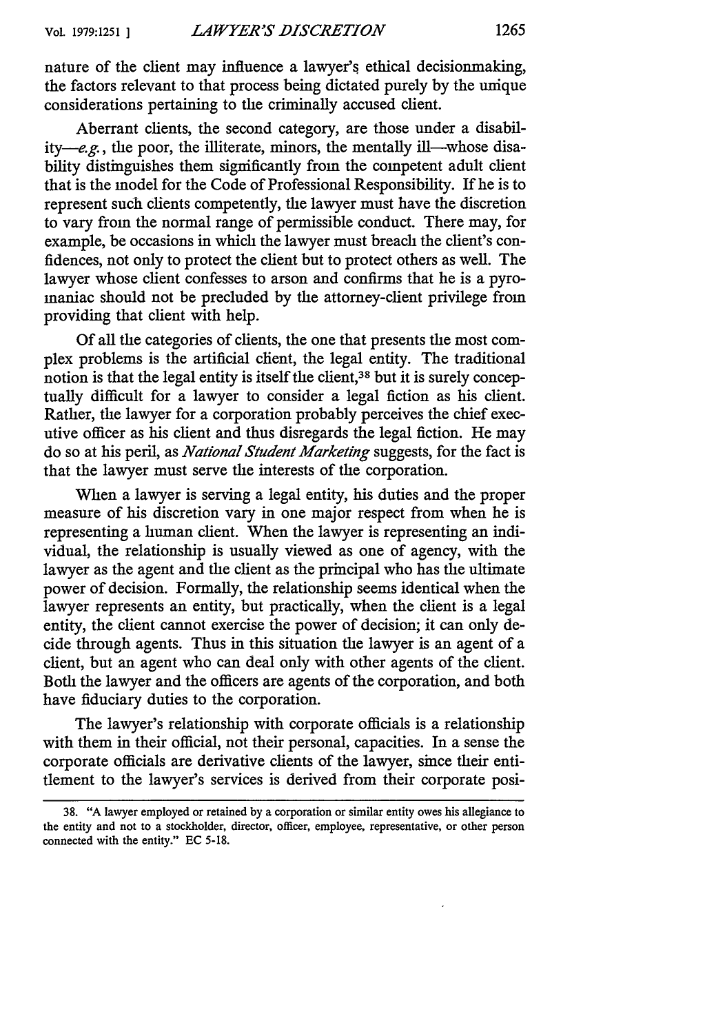nature of the client may influence a lawyer's ethical decisionmaking, the factors relevant to that process being dictated purely by the unique considerations pertaining to the criminally accused client.

Aberrant clients, the second category, are those under a disability—*e.g.*, the poor, the illiterate, minors, the mentally ill—whose disability distinguishes them significantly from the competent adult client that is the model for the Code of Professional Responsibility. If he is to represent such clients competently, the lawyer must have the discretion to vary from the normal range of permissible conduct. There may, for example, be occasions in which the lawyer must breach the client's confidences, not only to protect the client but to protect others as well. The lawyer whose client confesses to arson and confirms that he is a pyromaniac should not be precluded by the attorney-client privilege from providing that client with help.

Of all the categories of clients, the one that presents the most complex problems is the artificial client, the legal entity. The traditional notion is that the legal entity is itself the client,[38] but it is surely conceptually difficult for a lawyer to consider a legal fiction as his client. Rather, the lawyer for a corporation probably perceives the chief executive officer as his client and thus disregards the legal fiction. He may do so at his peril, as *National Student Marketing* suggests, for the fact is that the lawyer must serve the interests of the corporation.

When a lawyer is serving a legal entity, his duties and the proper measure of his discretion vary in one major respect from when he is representing a human client. When the lawyer is representing an individual, the relationship is usually viewed as one of agency, with the lawyer as the agent and the client as the principal who has the ultimate power of decision. Formally, the relationship seems identical when the lawyer represents an entity, but practically, when the client is a legal entity, the client cannot exercise the power of decision; it can only decide through agents. Thus in this situation the lawyer is an agent of a client, but an agent who can deal only with other agents of the client. Both the lawyer and the officers are agents of the corporation, and both have fiduciary duties to the corporation.

The lawyer's relationship with corporate officials is a relationship with them in their official, not their personal, capacities. In a sense the corporate officials are derivative clients of the lawyer, since their entitlement to the lawyer's services is derived from their corporate posi-

38. "A lawyer employed or retained by a corporation or similar entity owes his allegiance to the entity and not to a stockholder, director, officer, employee, representative, or other person connected with the entity." EC 5-18.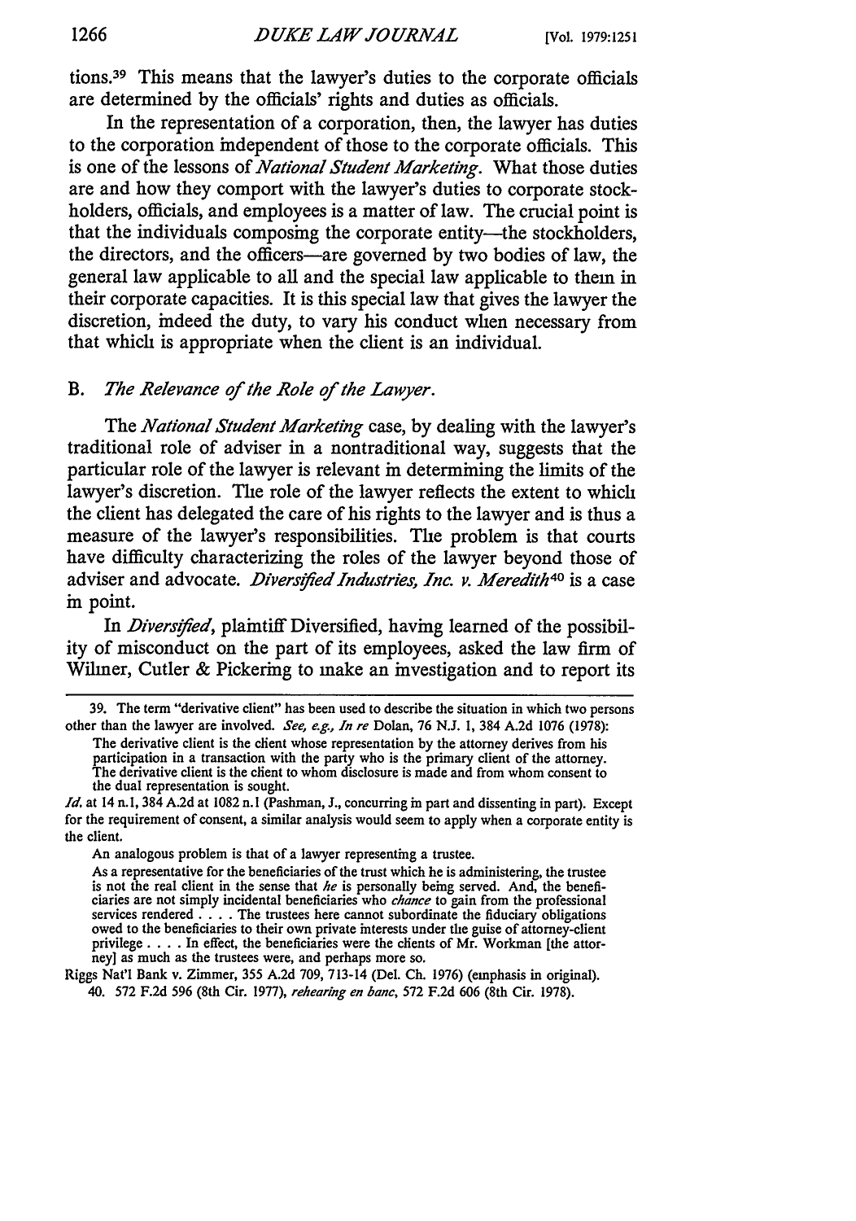tions.[39] This means that the lawyer's duties to the corporate officials are determined by the officials' rights and duties as officials.

In the representation of a corporation, then, the lawyer has duties to the corporation independent of those to the corporate officials. This is one of the lessons of *National Student Marketing*. What those duties are and how they comport with the lawyer's duties to corporate stockholders, officials, and employees is a matter of law. The crucial point is that the individuals composing the corporate entity—the stockholders, the directors, and the officers—are governed by two bodies of law, the general law applicable to all and the special law applicable to them in their corporate capacities. It is this special law that gives the lawyer the discretion, indeed the duty, to vary his conduct when necessary from that which is appropriate when the client is an individual.

### B. *The Relevance of the Role of the Lawyer.*

The *National Student Marketing* case, by dealing with the lawyer's traditional role of adviser in a nontraditional way, suggests that the particular role of the lawyer is relevant in determining the limits of the lawyer's discretion. The role of the lawyer reflects the extent to which the client has delegated the care of his rights to the lawyer and is thus a measure of the lawyer's responsibilities. The problem is that courts have difficulty characterizing the roles of the lawyer beyond those of adviser and advocate. *Diversified Industries, Inc. v. Meredith*[40] is a case in point.

In *Diversified*, plaintiff Diversified, having learned of the possibility of misconduct on the part of its employees, asked the law firm of Wilmer, Cutler & Pickering to make an investigation and to report its

---

39. The term "derivative client" has been used to describe the situation in which two persons other than the lawyer are involved. *See, e.g., In re* Dolan, 76 N.J. 1, 384 A.2d 1076 (1978):

> The derivative client is the client whose representation by the attorney derives from his participation in a transaction with the party who is the primary client of the attorney. The derivative client is the client to whom disclosure is made and from whom consent to the dual representation is sought.

*Id.* at 14 n.1, 384 A.2d at 1082 n.1 (Pashman, J., concurring in part and dissenting in part). Except for the requirement of consent, a similar analysis would seem to apply when a corporate entity is the client.

An analogous problem is that of a lawyer representing a trustee.

> As a representative for the beneficiaries of the trust which he is administering, the trustee is not the real client in the sense that *he* is personally being served. And, the beneficiaries are not simply incidental beneficiaries who *chance* to gain from the professional services rendered . . . . The trustees here cannot subordinate the fiduciary obligations owed to the beneficiaries to their own private interests under the guise of attorney-client privilege . . . . In effect, the beneficiaries were the clients of Mr. Workman [the attorney] as much as the trustees were, and perhaps more so.

Riggs Nat'l Bank v. Zimmer, 355 A.2d 709, 713-14 (Del. Ch. 1976) (emphasis in original).

40. 572 F.2d 596 (8th Cir. 1977), *rehearing en banc*, 572 F.2d 606 (8th Cir. 1978).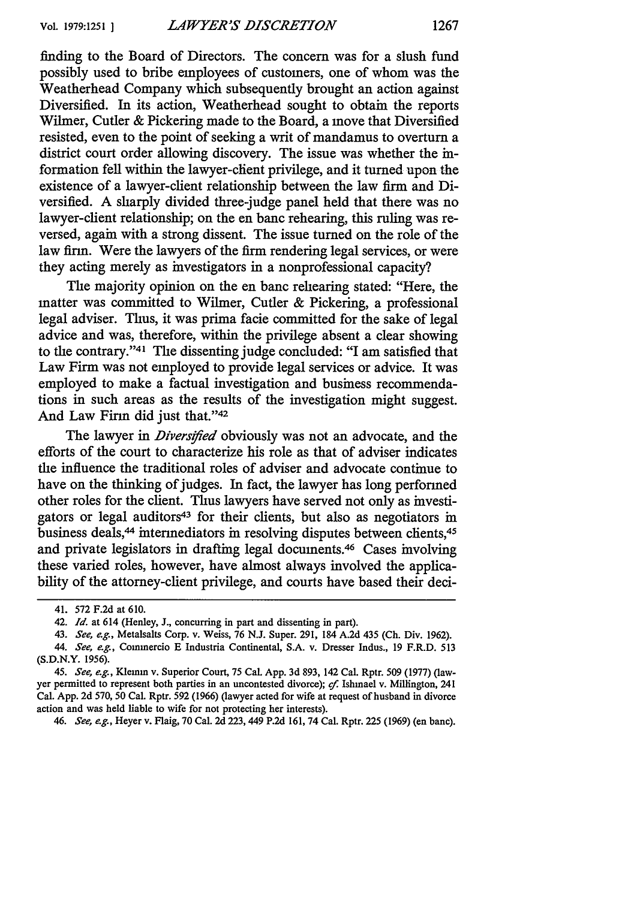finding to the Board of Directors. The concern was for a slush fund possibly used to bribe employees of customers, one of whom was the Weatherhead Company which subsequently brought an action against Diversified. In its action, Weatherhead sought to obtain the reports Wilmer, Cutler & Pickering made to the Board, a move that Diversified resisted, even to the point of seeking a writ of mandamus to overturn a district court order allowing discovery. The issue was whether the information fell within the lawyer-client privilege, and it turned upon the existence of a lawyer-client relationship between the law firm and Diversified. A sharply divided three-judge panel held that there was no lawyer-client relationship; on the en banc rehearing, this ruling was reversed, again with a strong dissent. The issue turned on the role of the law firm. Were the lawyers of the firm rendering legal services, or were they acting merely as investigators in a nonprofessional capacity?

The majority opinion on the en banc rehearing stated: "Here, the matter was committed to Wilmer, Cutler & Pickering, a professional legal adviser. Thus, it was prima facie committed for the sake of legal advice and was, therefore, within the privilege absent a clear showing to the contrary."[41] The dissenting judge concluded: "I am satisfied that Law Firm was not employed to provide legal services or advice. It was employed to make a factual investigation and business recommendations in such areas as the results of the investigation might suggest. And Law Firm did just that."[42]

The lawyer in *Diversified* obviously was not an advocate, and the efforts of the court to characterize his role as that of adviser indicates the influence the traditional roles of adviser and advocate continue to have on the thinking of judges. In fact, the lawyer has long performed other roles for the client. Thus lawyers have served not only as investigators or legal auditors[43] for their clients, but also as negotiators in business deals,[44] intermediators in resolving disputes between clients,[45] and private legislators in drafting legal documents.[46] Cases involving these varied roles, however, have almost always involved the applicability of the attorney-client privilege, and courts have based their deci-

---

41. 572 F.2d at 610.

42. *Id.* at 614 (Henley, J., concurring in part and dissenting in part).

43. *See, e.g.*, Metalsalts Corp. v. Weiss, 76 N.J. Super. 291, 184 A.2d 435 (Ch. Div. 1962).

44. *See, e.g.*, Commercio E Industria Continental, S.A. v. Dresser Indus., 19 F.R.D. 513 (S.D.N.Y. 1956).

45. *See, e.g.*, Klemm v. Superior Court, 75 Cal. App. 3d 893, 142 Cal. Rptr. 509 (1977) (lawyer permitted to represent both parties in an uncontested divorce); *cf.* Ishmael v. Millington, 241 Cal. App. 2d 570, 50 Cal. Rptr. 592 (1966) (lawyer acted for wife at request of husband in divorce action and was held liable to wife for not protecting her interests).

46. *See, e.g.*, Heyer v. Flaig, 70 Cal. 2d 223, 449 P.2d 161, 74 Cal. Rptr. 225 (1969) (en banc).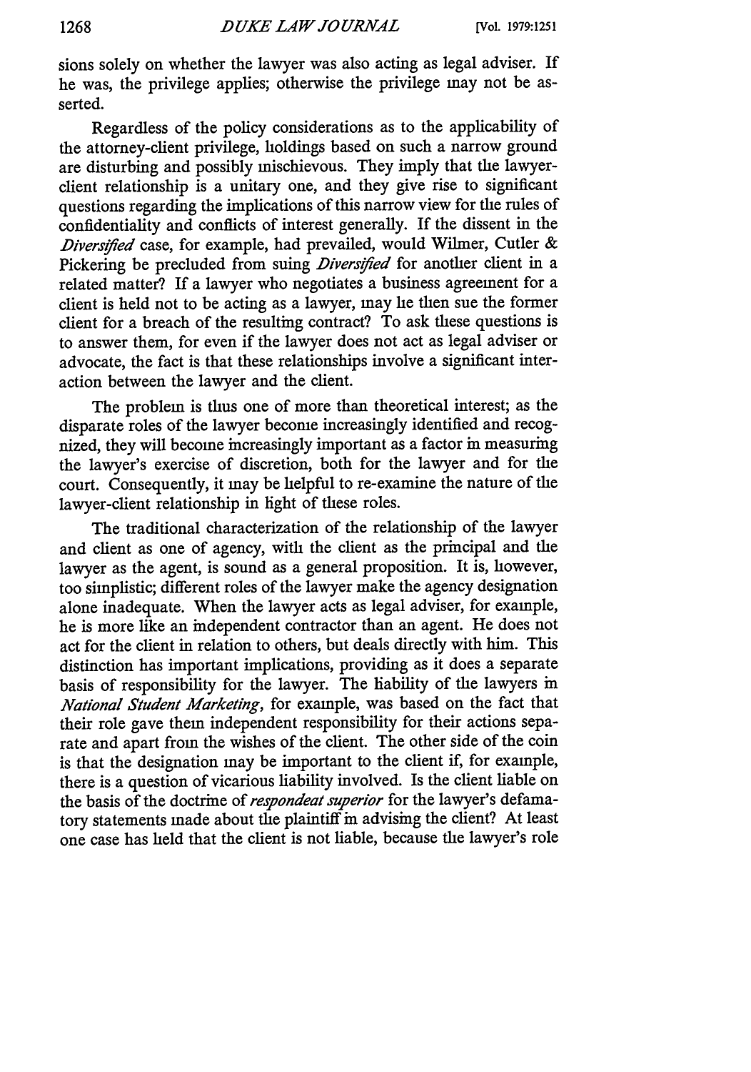sions solely on whether the lawyer was also acting as legal adviser. If he was, the privilege applies; otherwise the privilege may not be asserted.

Regardless of the policy considerations as to the applicability of the attorney-client privilege, holdings based on such a narrow ground are disturbing and possibly mischievous. They imply that the lawyer-client relationship is a unitary one, and they give rise to significant questions regarding the implications of this narrow view for the rules of confidentiality and conflicts of interest generally. If the dissent in the *Diversified* case, for example, had prevailed, would Wilmer, Cutler & Pickering be precluded from suing *Diversified* for another client in a related matter? If a lawyer who negotiates a business agreement for a client is held not to be acting as a lawyer, may he then sue the former client for a breach of the resulting contract? To ask these questions is to answer them, for even if the lawyer does not act as legal adviser or advocate, the fact is that these relationships involve a significant interaction between the lawyer and the client.

The problem is thus one of more than theoretical interest; as the disparate roles of the lawyer become increasingly identified and recognized, they will become increasingly important as a factor in measuring the lawyer's exercise of discretion, both for the lawyer and for the court. Consequently, it may be helpful to re-examine the nature of the lawyer-client relationship in light of these roles.

The traditional characterization of the relationship of the lawyer and client as one of agency, with the client as the principal and the lawyer as the agent, is sound as a general proposition. It is, however, too simplistic; different roles of the lawyer make the agency designation alone inadequate. When the lawyer acts as legal adviser, for example, he is more like an independent contractor than an agent. He does not act for the client in relation to others, but deals directly with him. This distinction has important implications, providing as it does a separate basis of responsibility for the lawyer. The liability of the lawyers in *National Student Marketing*, for example, was based on the fact that their role gave them independent responsibility for their actions separate and apart from the wishes of the client. The other side of the coin is that the designation may be important to the client if, for example, there is a question of vicarious liability involved. Is the client liable on the basis of the doctrine of *respondeat superior* for the lawyer's defamatory statements made about the plaintiff in advising the client? At least one case has held that the client is not liable, because the lawyer's role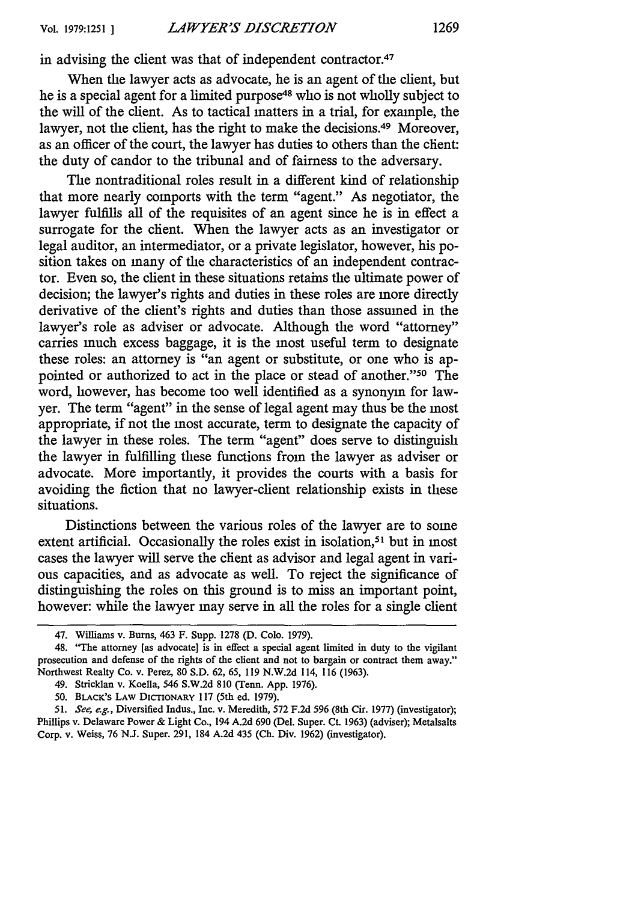in advising the client was that of independent contractor.[47]

When the lawyer acts as advocate, he is an agent of the client, but he is a special agent for a limited purpose[48] who is not wholly subject to the will of the client. As to tactical matters in a trial, for example, the lawyer, not the client, has the right to make the decisions.[49] Moreover, as an officer of the court, the lawyer has duties to others than the client: the duty of candor to the tribunal and of fairness to the adversary.

The nontraditional roles result in a different kind of relationship that more nearly comports with the term "agent." As negotiator, the lawyer fulfills all of the requisites of an agent since he is in effect a surrogate for the client. When the lawyer acts as an investigator or legal auditor, an intermediator, or a private legislator, however, his position takes on many of the characteristics of an independent contractor. Even so, the client in these situations retains the ultimate power of decision; the lawyer's rights and duties in these roles are more directly derivative of the client's rights and duties than those assumed in the lawyer's role as adviser or advocate. Although the word "attorney" carries much excess baggage, it is the most useful term to designate these roles: an attorney is "an agent or substitute, or one who is appointed or authorized to act in the place or stead of another."[50] The word, however, has become too well identified as a synonym for lawyer. The term "agent" in the sense of legal agent may thus be the most appropriate, if not the most accurate, term to designate the capacity of the lawyer in these roles. The term "agent" does serve to distinguish the lawyer in fulfilling these functions from the lawyer as adviser or advocate. More importantly, it provides the courts with a basis for avoiding the fiction that no lawyer-client relationship exists in these situations.

Distinctions between the various roles of the lawyer are to some extent artificial. Occasionally the roles exist in isolation,[51] but in most cases the lawyer will serve the client as advisor and legal agent in various capacities, and as advocate as well. To reject the significance of distinguishing the roles on this ground is to miss an important point, however: while the lawyer may serve in all the roles for a single client

---

47. Williams v. Burns, 463 F. Supp. 1278 (D. Colo. 1979).

48. "The attorney [as advocate] is in effect a special agent limited in duty to the vigilant prosecution and defense of the rights of the client and not to bargain or contract them away." Northwest Realty Co. v. Perez, 80 S.D. 62, 65, 119 N.W.2d 114, 116 (1963).

49. Stricklan v. Koella, 546 S.W.2d 810 (Tenn. App. 1976).

50. BLACK'S LAW DICTIONARY 117 (5th ed. 1979).

51. *See, e.g.*, Diversified Indus., Inc. v. Meredith, 572 F.2d 596 (8th Cir. 1977) (investigator); Phillips v. Delaware Power & Light Co., 194 A.2d 690 (Del. Super. Ct. 1963) (adviser); Metalsalts Corp. v. Weiss, 76 N.J. Super. 291, 184 A.2d 435 (Ch. Div. 1962) (investigator).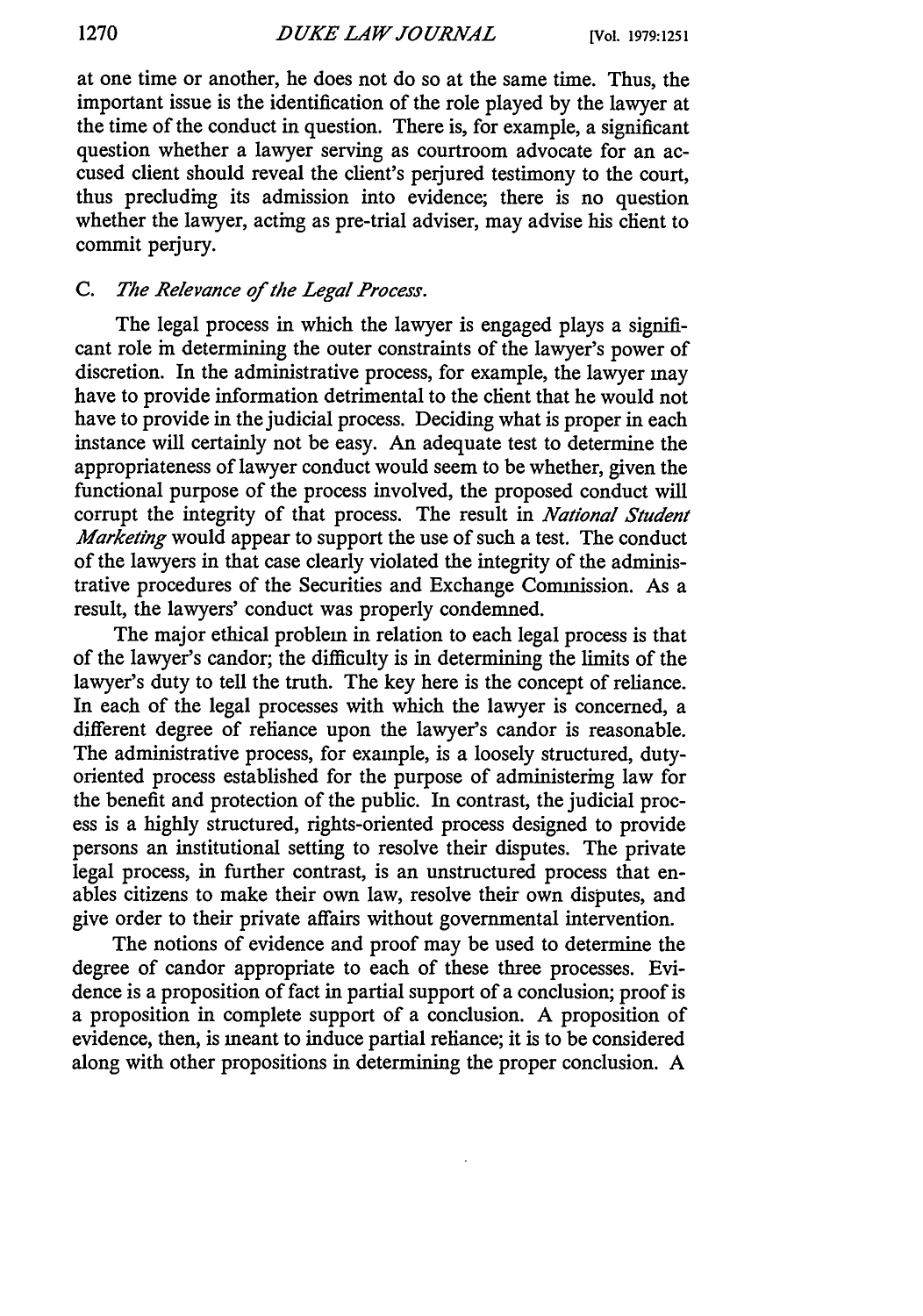at one time or another, he does not do so at the same time. Thus, the important issue is the identification of the role played by the lawyer at the time of the conduct in question. There is, for example, a significant question whether a lawyer serving as courtroom advocate for an accused client should reveal the client's perjured testimony to the court, thus precluding its admission into evidence; there is no question whether the lawyer, acting as pre-trial adviser, may advise his client to commit perjury.

### C. *The Relevance of the Legal Process.*

The legal process in which the lawyer is engaged plays a significant role in determining the outer constraints of the lawyer's power of discretion. In the administrative process, for example, the lawyer may have to provide information detrimental to the client that he would not have to provide in the judicial process. Deciding what is proper in each instance will certainly not be easy. An adequate test to determine the appropriateness of lawyer conduct would seem to be whether, given the functional purpose of the process involved, the proposed conduct will corrupt the integrity of that process. The result in *National Student Marketing* would appear to support the use of such a test. The conduct of the lawyers in that case clearly violated the integrity of the administrative procedures of the Securities and Exchange Commission. As a result, the lawyers' conduct was properly condemned.

The major ethical problem in relation to each legal process is that of the lawyer's candor; the difficulty is in determining the limits of the lawyer's duty to tell the truth. The key here is the concept of reliance. In each of the legal processes with which the lawyer is concerned, a different degree of reliance upon the lawyer's candor is reasonable. The administrative process, for example, is a loosely structured, duty-oriented process established for the purpose of administering law for the benefit and protection of the public. In contrast, the judicial process is a highly structured, rights-oriented process designed to provide persons an institutional setting to resolve their disputes. The private legal process, in further contrast, is an unstructured process that enables citizens to make their own law, resolve their own disputes, and give order to their private affairs without governmental intervention.

The notions of evidence and proof may be used to determine the degree of candor appropriate to each of these three processes. Evidence is a proposition of fact in partial support of a conclusion; proof is a proposition in complete support of a conclusion. A proposition of evidence, then, is meant to induce partial reliance; it is to be considered along with other propositions in determining the proper conclusion. A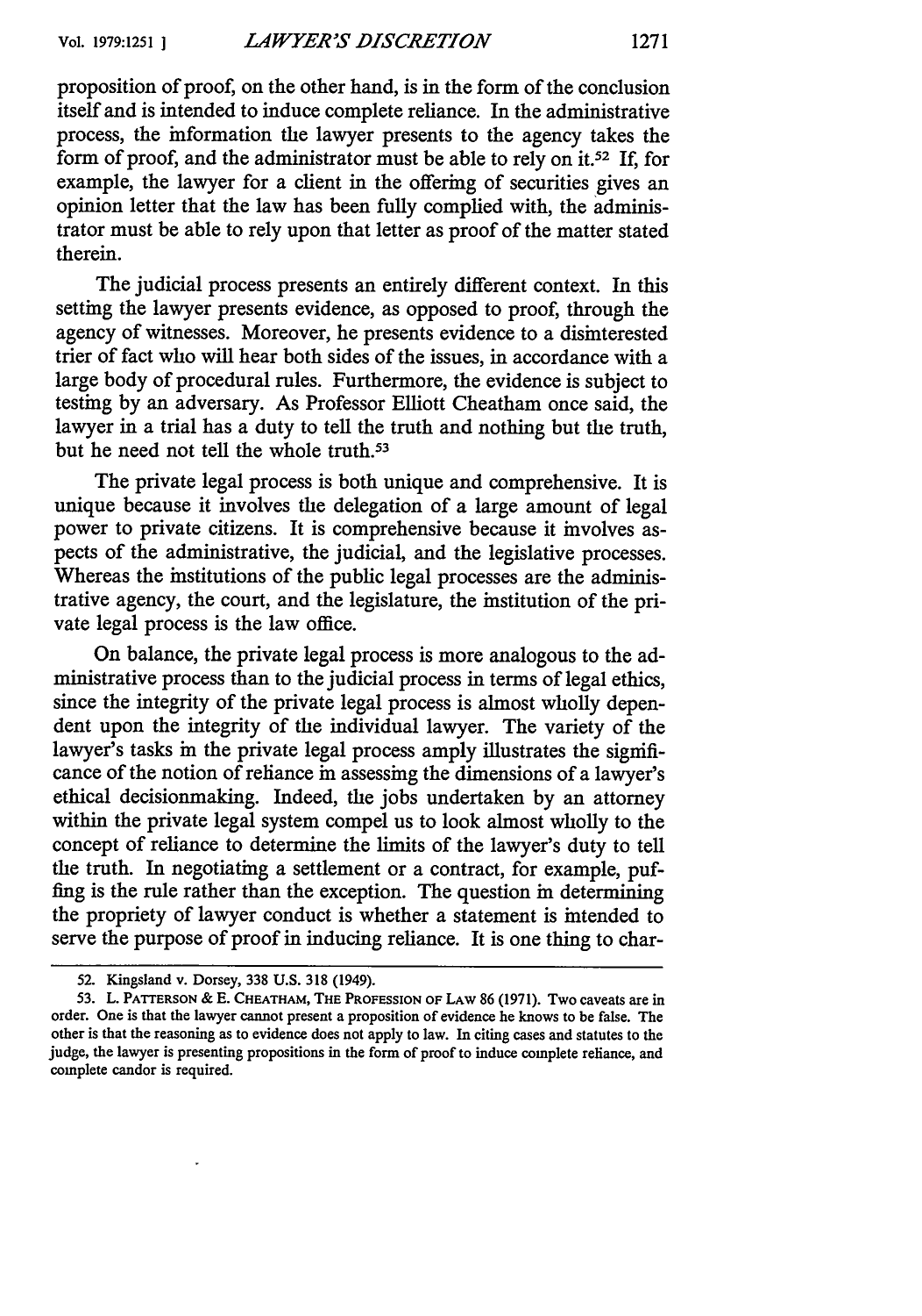proposition of proof, on the other hand, is in the form of the conclusion itself and is intended to induce complete reliance. In the administrative process, the information the lawyer presents to the agency takes the form of proof, and the administrator must be able to rely on it.[52] If, for example, the lawyer for a client in the offering of securities gives an opinion letter that the law has been fully complied with, the administrator must be able to rely upon that letter as proof of the matter stated therein.

The judicial process presents an entirely different context. In this setting the lawyer presents evidence, as opposed to proof, through the agency of witnesses. Moreover, he presents evidence to a disinterested trier of fact who will hear both sides of the issues, in accordance with a large body of procedural rules. Furthermore, the evidence is subject to testing by an adversary. As Professor Elliott Cheatham once said, the lawyer in a trial has a duty to tell the truth and nothing but the truth, but he need not tell the whole truth.[53]

The private legal process is both unique and comprehensive. It is unique because it involves the delegation of a large amount of legal power to private citizens. It is comprehensive because it involves aspects of the administrative, the judicial, and the legislative processes. Whereas the institutions of the public legal processes are the administrative agency, the court, and the legislature, the institution of the private legal process is the law office.

On balance, the private legal process is more analogous to the administrative process than to the judicial process in terms of legal ethics, since the integrity of the private legal process is almost wholly dependent upon the integrity of the individual lawyer. The variety of the lawyer's tasks in the private legal process amply illustrates the significance of the notion of reliance in assessing the dimensions of a lawyer's ethical decisionmaking. Indeed, the jobs undertaken by an attorney within the private legal system compel us to look almost wholly to the concept of reliance to determine the limits of the lawyer's duty to tell the truth. In negotiating a settlement or a contract, for example, puffing is the rule rather than the exception. The question in determining the propriety of lawyer conduct is whether a statement is intended to serve the purpose of proof in inducing reliance. It is one thing to char-

---

52. Kingsland v. Dorsey, 338 U.S. 318 (1949).

53. L. PATTERSON & E. CHEATHAM, THE PROFESSION OF LAW 86 (1971). Two caveats are in order. One is that the lawyer cannot present a proposition of evidence he knows to be false. The other is that the reasoning as to evidence does not apply to law. In citing cases and statutes to the judge, the lawyer is presenting propositions in the form of proof to induce complete reliance, and complete candor is required.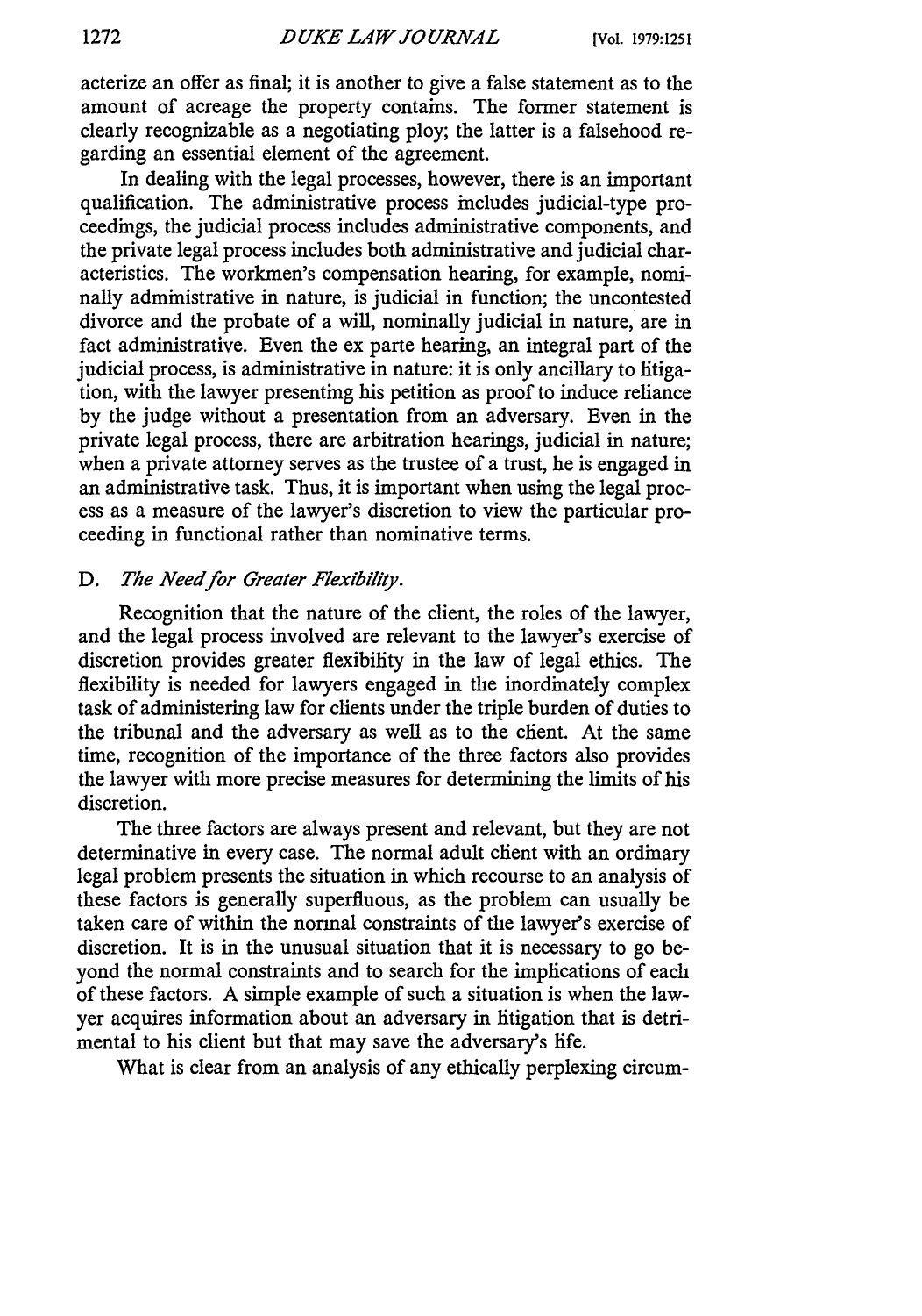acterize an offer as final; it is another to give a false statement as to the amount of acreage the property contains. The former statement is clearly recognizable as a negotiating ploy; the latter is a falsehood regarding an essential element of the agreement.

In dealing with the legal processes, however, there is an important qualification. The administrative process includes judicial-type proceedings, the judicial process includes administrative components, and the private legal process includes both administrative and judicial characteristics. The workmen's compensation hearing, for example, nominally administrative in nature, is judicial in function; the uncontested divorce and the probate of a will, nominally judicial in nature, are in fact administrative. Even the ex parte hearing, an integral part of the judicial process, is administrative in nature: it is only ancillary to litigation, with the lawyer presenting his petition as proof to induce reliance by the judge without a presentation from an adversary. Even in the private legal process, there are arbitration hearings, judicial in nature; when a private attorney serves as the trustee of a trust, he is engaged in an administrative task. Thus, it is important when using the legal process as a measure of the lawyer's discretion to view the particular proceeding in functional rather than nominative terms.

### D. *The Need for Greater Flexibility.*

Recognition that the nature of the client, the roles of the lawyer, and the legal process involved are relevant to the lawyer's exercise of discretion provides greater flexibility in the law of legal ethics. The flexibility is needed for lawyers engaged in the inordinately complex task of administering law for clients under the triple burden of duties to the tribunal and the adversary as well as to the client. At the same time, recognition of the importance of the three factors also provides the lawyer with more precise measures for determining the limits of his discretion.

The three factors are always present and relevant, but they are not determinative in every case. The normal adult client with an ordinary legal problem presents the situation in which recourse to an analysis of these factors is generally superfluous, as the problem can usually be taken care of within the normal constraints of the lawyer's exercise of discretion. It is in the unusual situation that it is necessary to go beyond the normal constraints and to search for the implications of each of these factors. A simple example of such a situation is when the lawyer acquires information about an adversary in litigation that is detrimental to his client but that may save the adversary's life.

What is clear from an analysis of any ethically perplexing circum-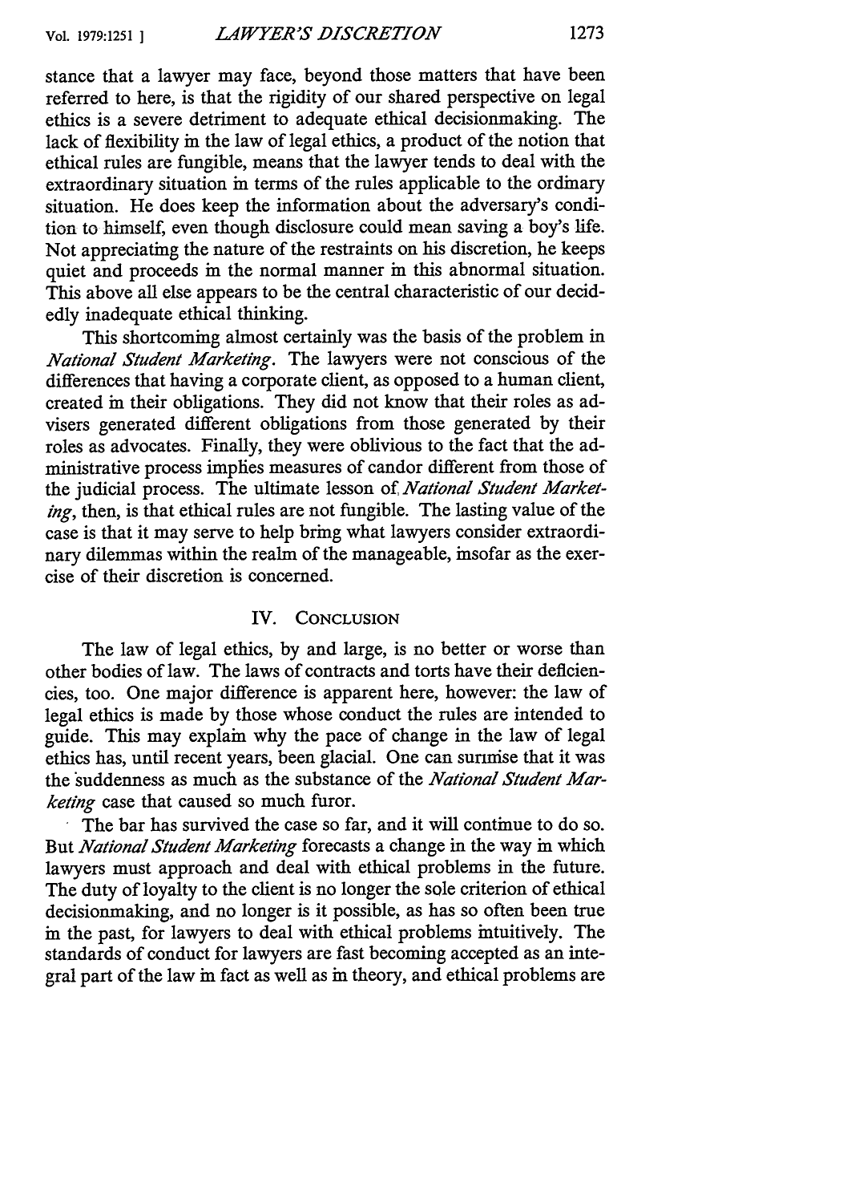stance that a lawyer may face, beyond those matters that have been referred to here, is that the rigidity of our shared perspective on legal ethics is a severe detriment to adequate ethical decisionmaking. The lack of flexibility in the law of legal ethics, a product of the notion that ethical rules are fungible, means that the lawyer tends to deal with the extraordinary situation in terms of the rules applicable to the ordinary situation. He does keep the information about the adversary's condition to himself, even though disclosure could mean saving a boy's life. Not appreciating the nature of the restraints on his discretion, he keeps quiet and proceeds in the normal manner in this abnormal situation. This above all else appears to be the central characteristic of our decidedly inadequate ethical thinking.

This shortcoming almost certainly was the basis of the problem in *National Student Marketing*. The lawyers were not conscious of the differences that having a corporate client, as opposed to a human client, created in their obligations. They did not know that their roles as advisers generated different obligations from those generated by their roles as advocates. Finally, they were oblivious to the fact that the administrative process implies measures of candor different from those of the judicial process. The ultimate lesson of *National Student Marketing*, then, is that ethical rules are not fungible. The lasting value of the case is that it may serve to help bring what lawyers consider extraordinary dilemmas within the realm of the manageable, insofar as the exercise of their discretion is concerned.

## IV. Conclusion

The law of legal ethics, by and large, is no better or worse than other bodies of law. The laws of contracts and torts have their deficiencies, too. One major difference is apparent here, however: the law of legal ethics is made by those whose conduct the rules are intended to guide. This may explain why the pace of change in the law of legal ethics has, until recent years, been glacial. One can surmise that it was the suddenness as much as the substance of the *National Student Marketing* case that caused so much furor.

The bar has survived the case so far, and it will continue to do so. But *National Student Marketing* forecasts a change in the way in which lawyers must approach and deal with ethical problems in the future. The duty of loyalty to the client is no longer the sole criterion of ethical decisionmaking, and no longer is it possible, as has so often been true in the past, for lawyers to deal with ethical problems intuitively. The standards of conduct for lawyers are fast becoming accepted as an integral part of the law in fact as well as in theory, and ethical problems are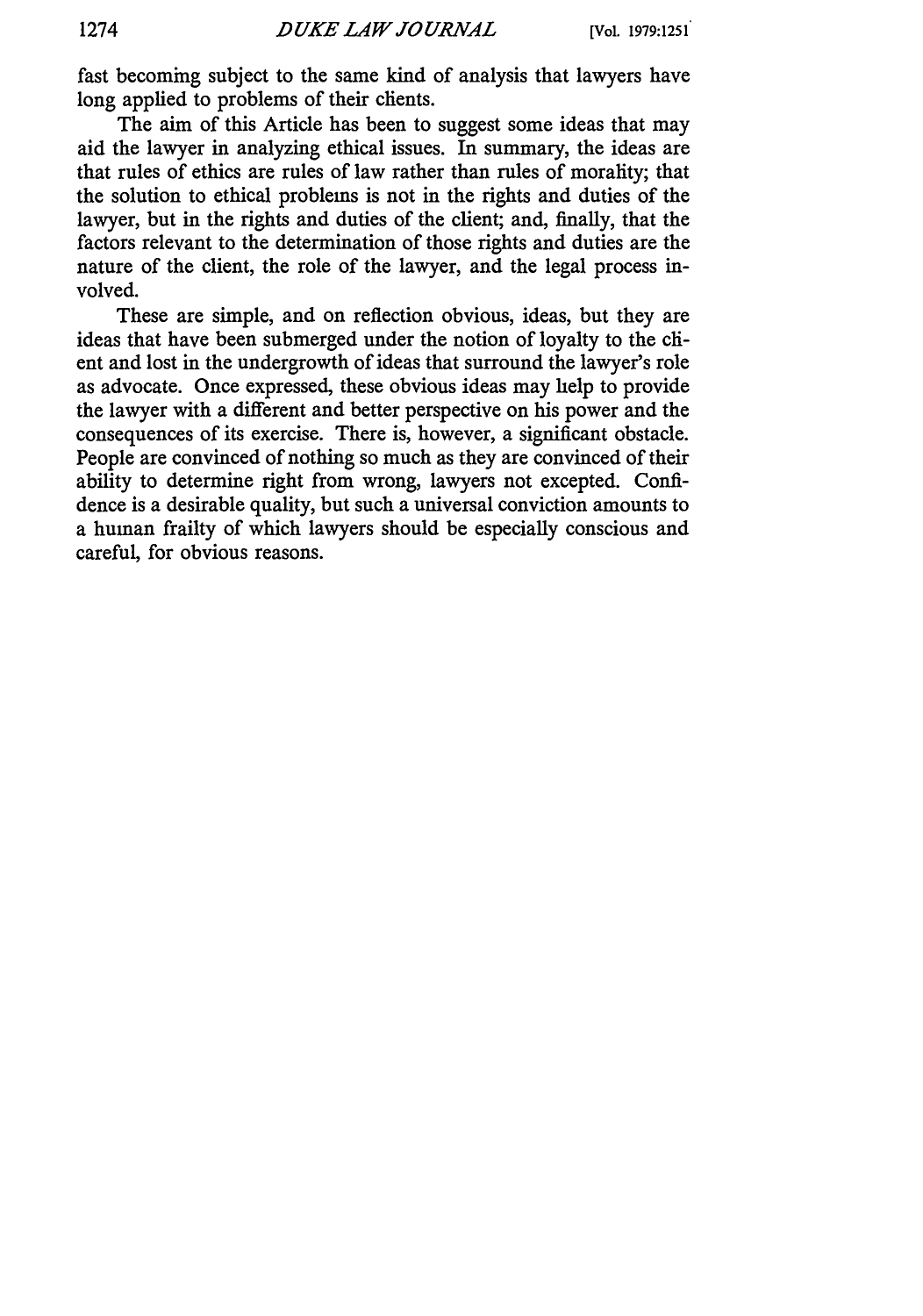fast becoming subject to the same kind of analysis that lawyers have long applied to problems of their clients.

The aim of this Article has been to suggest some ideas that may aid the lawyer in analyzing ethical issues. In summary, the ideas are that rules of ethics are rules of law rather than rules of morality; that the solution to ethical problems is not in the rights and duties of the lawyer, but in the rights and duties of the client; and, finally, that the factors relevant to the determination of those rights and duties are the nature of the client, the role of the lawyer, and the legal process involved.

These are simple, and on reflection obvious, ideas, but they are ideas that have been submerged under the notion of loyalty to the client and lost in the undergrowth of ideas that surround the lawyer's role as advocate. Once expressed, these obvious ideas may help to provide the lawyer with a different and better perspective on his power and the consequences of its exercise. There is, however, a significant obstacle. People are convinced of nothing so much as they are convinced of their ability to determine right from wrong, lawyers not excepted. Confidence is a desirable quality, but such a universal conviction amounts to a human frailty of which lawyers should be especially conscious and careful, for obvious reasons.